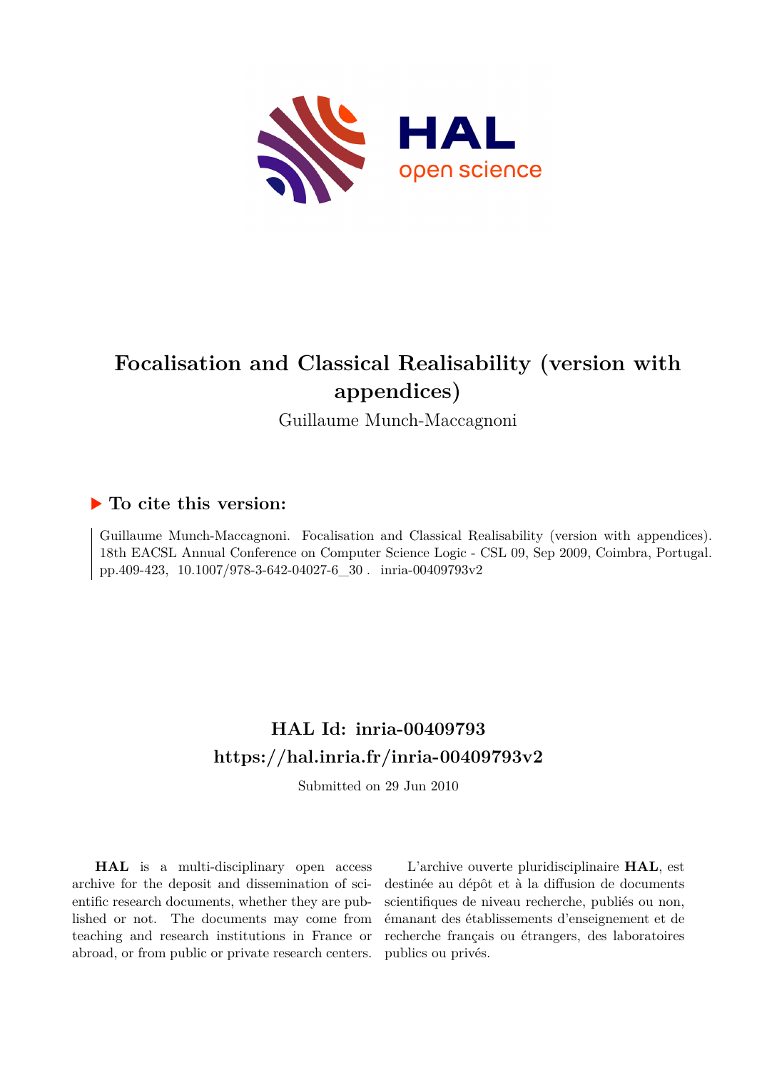# Focalisation and Classical Realisability (version with appendices)

Guillaume Munch-Maccagnoni

## ▶ To cite this version:

Guillaume Munch-Maccagnoni. Focalisation and Classical Realisability (version with appendices). 18th EACSL Annual Conference on Computer Science Logic - CSL 09, Sep 2009, Coimbra, Portugal. pp.409-423, 10.1007/978-3-642-04027-6_30 . inria-00409793v2

## HAL Id: inria-00409793
## https://hal.inria.fr/inria-00409793v2

Submitted on 29 Jun 2010

**HAL** is a multi-disciplinary open access archive for the deposit and dissemination of scientific research documents, whether they are published or not. The documents may come from teaching and research institutions in France or abroad, or from public or private research centers.

L'archive ouverte pluridisciplinaire **HAL**, est destinée au dépôt et à la diffusion de documents scientifiques de niveau recherche, publiés ou non, émanant des établissements d'enseignement et de recherche français ou étrangers, des laboratoires publics ou privés.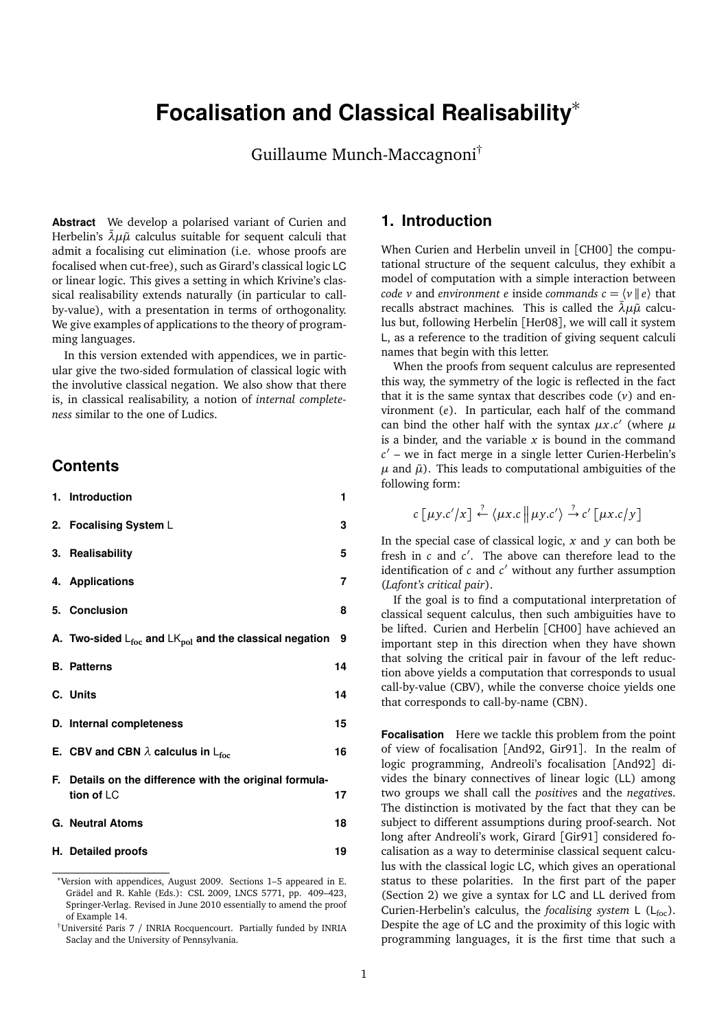# Focalisation and Classical Realisability*

Guillaume Munch-Maccagnoni†

**Abstract** We develop a polarised variant of Curien and Herbelin's $\bar{\lambda}\mu\tilde{\mu}$ calculus suitable for sequent calculi that admit a focalising cut elimination (i.e. whose proofs are focalised when cut-free), such as Girard's classical logic LC or linear logic. This gives a setting in which Krivine's classical realisability extends naturally (in particular to call-by-value), with a presentation in terms of orthogonality. We give examples of applications to the theory of programming languages.

In this version extended with appendices, we in particular give the two-sided formulation of classical logic with the involutive classical negation. We also show that there is, in classical realisability, a notion of *internal completeness* similar to the one of Ludics.

## Contents

| | |
|---|---|
| **1. Introduction** | **1** |
| **2. Focalising System L** | **3** |
| **3. Realisability** | **5** |
| **4. Applications** | **7** |
| **5. Conclusion** | **8** |
| **A. Two-sided $L_{foc}$ and $LK_{pol}$ and the classical negation** | **9** |
| **B. Patterns** | **14** |
| **C. Units** | **14** |
| **D. Internal completeness** | **15** |
| **E. CBV and CBN $\lambda$ calculus in $L_{foc}$** | **16** |
| **F. Details on the difference with the original formulation of LC** | **17** |
| **G. Neutral Atoms** | **18** |
| **H. Detailed proofs** | **19** |

*Version with appendices, August 2009. Sections 1–5 appeared in E. Grädel and R. Kahle (Eds.): CSL 2009, LNCS 5771, pp. 409–423, Springer-Verlag. Revised in June 2010 essentially to amend the proof of Example 14.

†Université Paris 7 / INRIA Rocquencourt. Partially funded by INRIA Saclay and the University of Pennsylvania.

## 1. Introduction

When Curien and Herbelin unveil in [CH00] the computational structure of the sequent calculus, they exhibit a model of computation with a simple interaction between *code* $v$ and *environment* $e$ inside *commands* $c = \langle v \| e \rangle$ that recalls abstract machines. This is called the $\bar{\lambda}\mu\tilde{\mu}$ calculus but, following Herbelin [Her08], we will call it system L, as a reference to the tradition of giving sequent calculi names that begin with this letter.

When the proofs from sequent calculus are represented this way, the symmetry of the logic is reflected in the fact that it is the same syntax that describes code ($v$) and environment ($e$). In particular, each half of the command can bind the other half with the syntax $\mu x.c'$ (where $\mu$ is a binder, and the variable $x$ is bound in the command $c'$ – we in fact merge in a single letter Curien-Herbelin's $\mu$ and $\tilde{\mu}$). This leads to computational ambiguities of the following form:

$$c\left[\mu y.c'/x\right] \overset{?}{\leftarrow} \left\langle \mu x.c \,\middle\|\, \mu y.c' \right\rangle \overset{?}{\rightarrow} c'\left[\mu x.c/y\right]$$

In the special case of classical logic, $x$ and $y$ can both be fresh in $c$ and $c'$. The above can therefore lead to the identification of $c$ and $c'$ without any further assumption (*Lafont's critical pair*).

If the goal is to find a computational interpretation of classical sequent calculus, then such ambiguities have to be lifted. Curien and Herbelin [CH00] have achieved an important step in this direction when they have shown that solving the critical pair in favour of the left reduction above yields a computation that corresponds to usual call-by-value (CBV), while the converse choice yields one that corresponds to call-by-name (CBN).

**Focalisation** Here we tackle this problem from the point of view of focalisation [And92, Gir91]. In the realm of logic programming, Andreoli's focalisation [And92] divides the binary connectives of linear logic (LL) among two groups we shall call the *positives* and the *negatives*. The distinction is motivated by the fact that they can be subject to different assumptions during proof-search. Not long after Andreoli's work, Girard [Gir91] considered focalisation as a way to determinise classical sequent calculus with the classical logic LC, which gives an operational status to these polarities. In the first part of the paper (Section 2) we give a syntax for LC and LL derived from Curien-Herbelin's calculus, the *focalising system* L ($L_{foc}$). Despite the age of LC and the proximity of this logic with programming languages, it is the first time that such a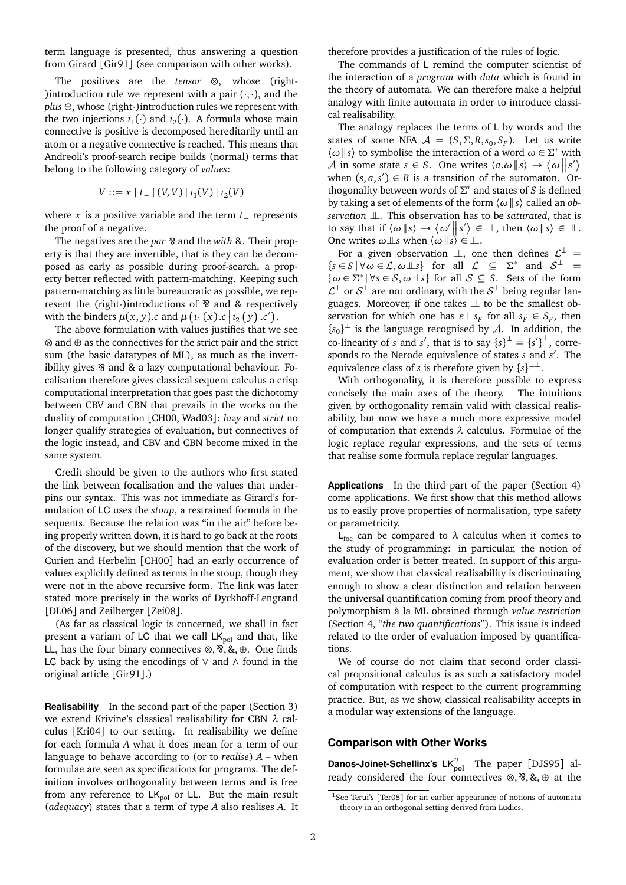term language is presented, thus answering a question from Girard [Gir91] (see comparison with other works).

The positives are the *tensor* $\otimes$, whose (right-)introduction rule we represent with a pair $(\cdot,\cdot)$, and the *plus* $\oplus$, whose (right-)introduction rules we represent with the two injections $\iota_1(\cdot)$ and $\iota_2(\cdot)$. A formula whose main connective is positive is decomposed hereditarily until an atom or a negative connective is reached. This means that Andreoli's proof-search recipe builds (normal) terms that belong to the following category of *values*:

$$V ::= x \mid t_- \mid (V,V) \mid \iota_1(V) \mid \iota_2(V)$$

where $x$ is a positive variable and the term $t_-$ represents the proof of a negative.

The negatives are the *par* $⅋$ and the *with* $\&$. Their property is that they are invertible, that is they can be decomposed as early as possible during proof-search, a property better reflected with pattern-matching. Keeping such pattern-matching as little bureaucratic as possible, we represent the (right-)introductions of $⅋$ and $\&$ respectively with the binders $\mu(x,y).c$ and $\mu\left(\iota_1(x).c \,\middle|\, \iota_2(y).c'\right)$.

The above formulation with values justifies that we see $\otimes$ and $\oplus$ as the connectives for the strict pair and the strict sum (the basic datatypes of ML), as much as the invertibility gives $⅋$ and $\&$ a lazy computational behaviour. Focalisation therefore gives classical sequent calculus a crisp computational interpretation that goes past the dichotomy between CBV and CBN that prevails in the works on the duality of computation [CH00, Wad03]: *lazy* and *strict* no longer qualify strategies of evaluation, but connectives of the logic instead, and CBV and CBN become mixed in the same system.

Credit should be given to the authors who first stated the link between focalisation and the values that underpins our syntax. This was not immediate as Girard's formulation of LC uses the *stoup*, a restrained formula in the sequents. Because the relation was "in the air" before being properly written down, it is hard to go back at the roots of the discovery, but we should mention that the work of Curien and Herbelin [CH00] had an early occurrence of values explicitly defined as terms in the stoup, though they were not in the above recursive form. The link was later stated more precisely in the works of Dyckhoff-Lengrand [DL06] and Zeilberger [Zei08].

(As far as classical logic is concerned, we shall in fact present a variant of LC that we call $\mathsf{LK}_{\text{pol}}$ and that, like LL, has the four binary connectives $\otimes, ⅋, \&, \oplus$. One finds LC back by using the encodings of $\vee$ and $\wedge$ found in the original article [Gir91].)

**Realisability** In the second part of the paper (Section 3) we extend Krivine's classical realisability for CBN $\lambda$ calculus [Kri04] to our setting. In realisability we define for each formula $A$ what it does mean for a term of our language to behave according to (or to *realise*) $A$ – when formulae are seen as specifications for programs. The definition involves orthogonality between terms and is free from any reference to $\mathsf{LK}_{\text{pol}}$ or LL. But the main result (*adequacy*) states that a term of type $A$ also realises $A$. It therefore provides a justification of the rules of logic.

The commands of L remind the computer scientist of the interaction of a *program* with *data* which is found in the theory of automata. We can therefore make a helpful analogy with finite automata in order to introduce classical realisability.

The analogy replaces the terms of L by words and the states of some NFA $\mathcal{A} = (S, \Sigma, R, s_0, S_F)$. Let us write $\langle \omega \| s \rangle$ to symbolise the interaction of a word $\omega \in \Sigma^*$ with $\mathcal{A}$ in some state $s \in S$. One writes $\langle a.\omega \| s \rangle \to \langle \omega \| s' \rangle$ when $(s, a, s') \in R$ is a transition of the automaton. Orthogonality between words of $\Sigma^*$ and states of $S$ is defined by taking a set of elements of the form $\langle \omega \| s \rangle$ called an *observation* $\perp\!\!\!\perp$. This observation has to be *saturated*, that is to say that if $\langle \omega \| s \rangle \to \langle \omega' \| s' \rangle \in \perp\!\!\!\perp$, then $\langle \omega \| s \rangle \in \perp\!\!\!\perp$. One writes $\omega \perp\!\!\!\perp s$ when $\langle \omega \| s \rangle \in \perp\!\!\!\perp$.

For a given observation $\perp\!\!\!\perp$, one then defines $\mathcal{L}^\perp = \{s \in S \mid \forall \omega \in \mathcal{L}, \omega \perp\!\!\!\perp s\}$ for all $\mathcal{L} \subseteq \Sigma^*$ and $\mathcal{S}^\perp = \{\omega \in \Sigma^* \mid \forall s \in \mathcal{S}, \omega \perp\!\!\!\perp s\}$ for all $\mathcal{S} \subseteq S$. Sets of the form $\mathcal{L}^\perp$ or $\mathcal{S}^\perp$ are not ordinary, with the $\mathcal{S}^\perp$ being regular languages. Moreover, if one takes $\perp\!\!\!\perp$ to be the smallest observation for which one has $\varepsilon \perp\!\!\!\perp s_F$ for all $s_F \in S_F$, then $\{s_0\}^\perp$ is the language recognised by $\mathcal{A}$. In addition, the co-linearity of $s$ and $s'$, that is to say $\{s\}^\perp = \{s'\}^\perp$, corresponds to the Nerode equivalence of states $s$ and $s'$. The equivalence class of $s$ is therefore given by $\{s\}^{\perp\perp}$.

With orthogonality, it is therefore possible to express concisely the main axes of the theory.[1] The intuitions given by orthogonality remain valid with classical realisability, but now we have a much more expressive model of computation that extends $\lambda$ calculus. Formulae of the logic replace regular expressions, and the sets of terms that realise some formula replace regular languages.

**Applications** In the third part of the paper (Section 4) come applications. We first show that this method allows us to easily prove properties of normalisation, type safety or parametricity.

$\mathsf{L}_{\text{foc}}$ can be compared to $\lambda$ calculus when it comes to the study of programming: in particular, the notion of evaluation order is better treated. In support of this argument, we show that classical realisability is discriminating enough to show a clear distinction and relation between the universal quantification coming from proof theory and polymorphism à la ML obtained through *value restriction* (Section 4, "*the two quantifications*"). This issue is indeed related to the order of evaluation imposed by quantifications.

We of course do not claim that second order classical propositional calculus is as such a satisfactory model of computation with respect to the current programming practice. But, as we show, classical realisability accepts in a modular way extensions of the language.

## Comparison with Other Works

**Danos-Joinet-Schellinx's $\mathsf{LK}^\eta_{\text{pol}}$** The paper [DJS95] already considered the four connectives $\otimes, ⅋, \&, \oplus$ at the

[1] See Terui's [Ter08] for an earlier appearance of notions of automata theory in an orthogonal setting derived from Ludics.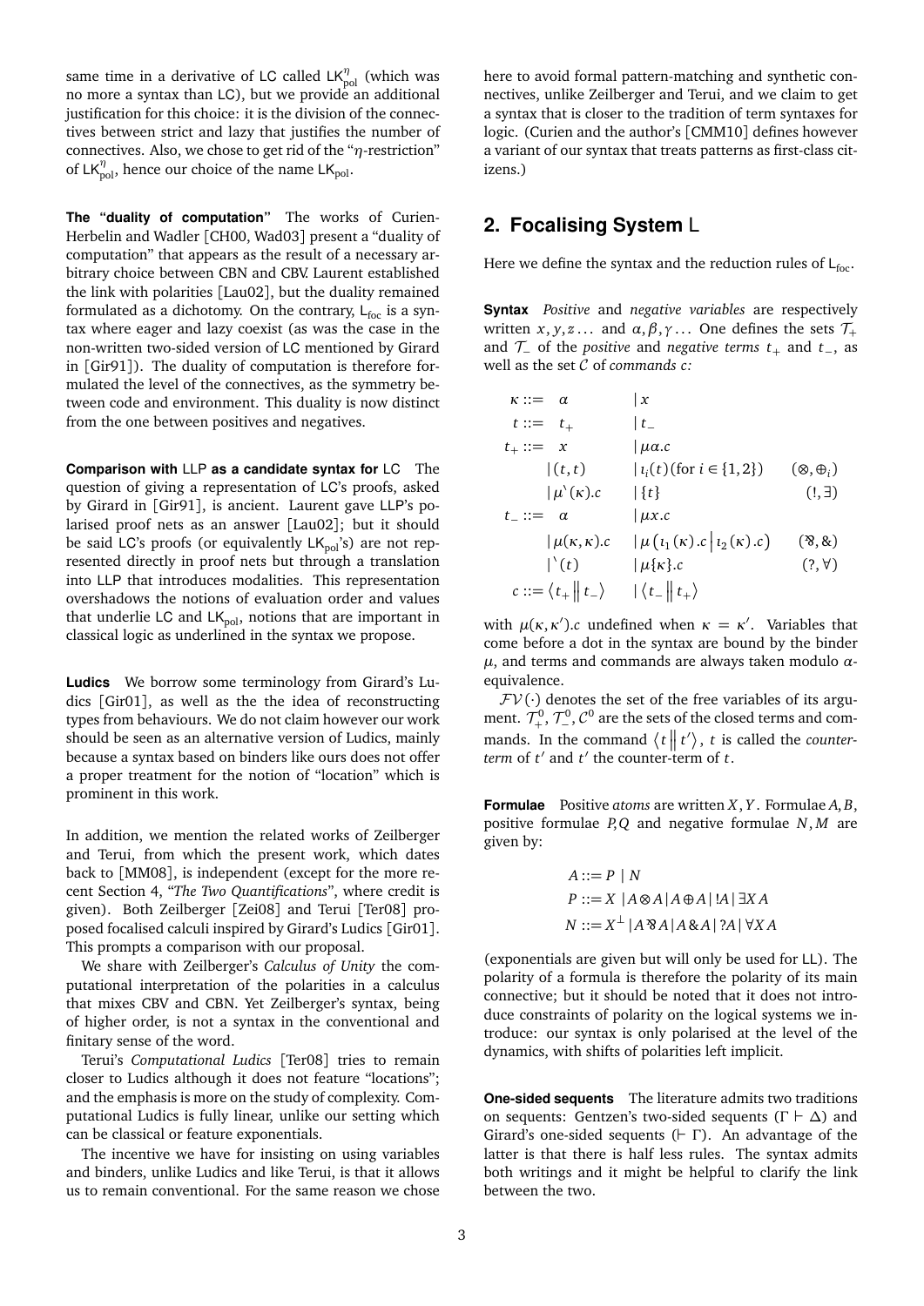same time in a derivative of LC called $\mathsf{LK}^{\eta}_{\mathrm{pol}}$ (which was no more a syntax than LC), but we provide an additional justification for this choice: it is the division of the connectives between strict and lazy that justifies the number of connectives. Also, we chose to get rid of the "$\eta$-restriction" of $\mathsf{LK}^{\eta}_{\mathrm{pol}}$, hence our choice of the name $\mathsf{LK}_{\mathrm{pol}}$.

**The "duality of computation"** The works of Curien-Herbelin and Wadler [CH00, Wad03] present a "duality of computation" that appears as the result of a necessary arbitrary choice between CBN and CBV. Laurent established the link with polarities [Lau02], but the duality remained formulated as a dichotomy. On the contrary, $\mathsf{L}_{\mathrm{foc}}$ is a syntax where eager and lazy coexist (as was the case in the non-written two-sided version of LC mentioned by Girard in [Gir91]). The duality of computation is therefore formulated the level of the connectives, as the symmetry between code and environment. This duality is now distinct from the one between positives and negatives.

**Comparison with LLP as a candidate syntax for LC** The question of giving a representation of LC's proofs, asked by Girard in [Gir91], is ancient. Laurent gave LLP's polarised proof nets as an answer [Lau02]; but it should be said LC's proofs (or equivalently $\mathsf{LK}_{\mathrm{pol}}$'s) are not represented directly in proof nets but through a translation into LLP that introduces modalities. This representation overshadows the notions of evaluation order and values that underlie LC and $\mathsf{LK}_{\mathrm{pol}}$, notions that are important in classical logic as underlined in the syntax we propose.

**Ludics** We borrow some terminology from Girard's Ludics [Gir01], as well as the the idea of reconstructing types from behaviours. We do not claim however our work should be seen as an alternative version of Ludics, mainly because a syntax based on binders like ours does not offer a proper treatment for the notion of "location" which is prominent in this work.

In addition, we mention the related works of Zeilberger and Terui, from which the present work, which dates back to [MM08], is independent (except for the more recent Section 4, "*The Two Quantifications*", where credit is given). Both Zeilberger [Zei08] and Terui [Ter08] proposed focalised calculi inspired by Girard's Ludics [Gir01]. This prompts a comparison with our proposal.

We share with Zeilberger's *Calculus of Unity* the computational interpretation of the polarities in a calculus that mixes CBV and CBN. Yet Zeilberger's syntax, being of higher order, is not a syntax in the conventional and finitary sense of the word.

Terui's *Computational Ludics* [Ter08] tries to remain closer to Ludics although it does not feature "locations"; and the emphasis is more on the study of complexity. Computational Ludics is fully linear, unlike our setting which can be classical or feature exponentials.

The incentive we have for insisting on using variables and binders, unlike Ludics and like Terui, is that it allows us to remain conventional. For the same reason we chose here to avoid formal pattern-matching and synthetic connectives, unlike Zeilberger and Terui, and we claim to get a syntax that is closer to the tradition of term syntaxes for logic. (Curien and the author's [CMM10] defines however a variant of our syntax that treats patterns as first-class citizens.)

## 2. Focalising System L

Here we define the syntax and the reduction rules of $\mathsf{L}_{\mathrm{foc}}$.

**Syntax** *Positive* and *negative variables* are respectively written $x, y, z \dots$ and $\alpha, \beta, \gamma \dots$ One defines the sets $\mathcal{T}_+$ and $\mathcal{T}_-$ of the *positive* and *negative terms* $t_+$ and $t_-$, as well as the set $\mathcal{C}$ of *commands* $c$:

$$
\begin{array}{rlll}
\kappa ::= & \alpha & \mid x & \\
t ::= & t_+ & \mid t_- & \\
t_+ ::= & x & \mid \mu\alpha.c & \\
& \mid (t,t) & \mid \iota_i(t) \,(\text{for } i \in \{1,2\}) & (\otimes, \oplus_i) \\
& \mid \mu^{\backprime}(\kappa).c & \mid \{t\} & (!, \exists) \\
t_- ::= & \alpha & \mid \mu x.c & \\
& \mid \mu(\kappa,\kappa).c & \mid \mu\left(\iota_1(\kappa).c \,\middle|\, \iota_2(\kappa).c\right) & (⅋, \&) \\
& \mid {}^{\backprime}(t) & \mid \mu\{\kappa\}.c & (?, \forall) \\
c ::= & \left\langle t_+ \,\middle\|\, t_- \right\rangle & \mid \left\langle t_- \,\middle\|\, t_+ \right\rangle &
\end{array}
$$

with $\mu(\kappa, \kappa').c$ undefined when $\kappa = \kappa'$. Variables that come before a dot in the syntax are bound by the binder $\mu$, and terms and commands are always taken modulo $\alpha$-equivalence.

$\mathcal{FV}(\cdot)$ denotes the set of the free variables of its argument. $\mathcal{T}_+^0, \mathcal{T}_-^0, \mathcal{C}^0$ are the sets of the closed terms and commands. In the command $\left\langle t \,\middle\|\, t' \right\rangle$, $t$ is called the *counter-term* of $t'$ and $t'$ the counter-term of $t$.

**Formulae** Positive *atoms* are written $X, Y$. Formulae $A, B$, positive formulae $P, Q$ and negative formulae $N, M$ are given by:

$$
\begin{aligned}
A &::= P \mid N \\
P &::= X \mid A \otimes A \mid A \oplus A \mid !A \mid \exists X\, A \\
N &::= X^{\perp} \mid A ⅋ A \mid A \& A \mid ?A \mid \forall X\, A
\end{aligned}
$$

(exponentials are given but will only be used for LL). The polarity of a formula is therefore the polarity of its main connective; but it should be noted that it does not introduce constraints of polarity on the logical systems we introduce: our syntax is only polarised at the level of the dynamics, with shifts of polarities left implicit.

**One-sided sequents** The literature admits two traditions on sequents: Gentzen's two-sided sequents ($\Gamma \vdash \Delta$) and Girard's one-sided sequents ($\vdash \Gamma$). An advantage of the latter is that there is half less rules. The syntax admits both writings and it might be helpful to clarify the link between the two.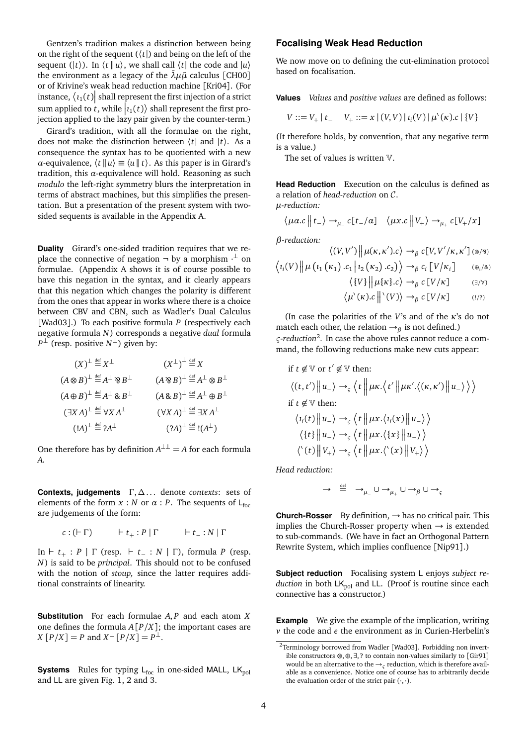Gentzen's tradition makes a distinction between being on the right of the sequent ($\langle t|$) and being on the left of the sequent ($|t\rangle$). In $\langle t \,\|\, u\rangle$, we shall call $\langle t|$ the code and $|u\rangle$ the environment as a legacy of the $\bar{\lambda}\mu\tilde{\mu}$ calculus [CH00] or of Krivine's weak head reduction machine [Kri04]. (For instance, $\langle \iota_1(t)|$ shall represent the first injection of a strict sum applied to $t$, while $|\iota_1(t)\rangle$ shall represent the first projection applied to the lazy pair given by the counter-term.)

Girard's tradition, with all the formulae on the right, does not make the distinction between $\langle t|$ and $|t\rangle$. As a consequence the syntax has to be quotiented with a new $\alpha$-equivalence, $\langle t \,\|\, u\rangle \equiv \langle u \,\|\, t\rangle$. As this paper is in Girard's tradition, this $\alpha$-equivalence will hold. Reasoning as such *modulo* the left-right symmetry blurs the interpretation in terms of abstract machines, but this simplifies the presentation. But a presentation of the present system with two-sided sequents is available in the Appendix A.

**Duality** Girard's one-sided tradition requires that we replace the connective of negation $\neg$ by a morphism $\cdot^\perp$ on formulae. (Appendix A shows it is of course possible to have this negation in the syntax, and it clearly appears that this negation which changes the polarity is different from the ones that appear in works where there is a choice between CBV and CBN, such as Wadler's Dual Calculus [Wad03].) To each positive formula $P$ (respectively each negative formula $N$) corresponds a negative *dual* formula $P^\perp$ (resp. positive $N^\perp$) given by:

$$
\begin{array}{ll}
(X)^\perp \overset{\text{def}}{=} X^\perp & (X^\perp)^\perp \overset{\text{def}}{=} X \\
(A \otimes B)^\perp \overset{\text{def}}{=} A^\perp \parr B^\perp & (A \parr B)^\perp \overset{\text{def}}{=} A^\perp \otimes B^\perp \\
(A \oplus B)^\perp \overset{\text{def}}{=} A^\perp \,\&\, B^\perp & (A \,\&\, B)^\perp \overset{\text{def}}{=} A^\perp \oplus B^\perp \\
(\exists X\, A)^\perp \overset{\text{def}}{=} \forall X\, A^\perp & (\forall X\, A)^\perp \overset{\text{def}}{=} \exists X\, A^\perp \\
(!A)^\perp \overset{\text{def}}{=} ?A^\perp & (?A)^\perp \overset{\text{def}}{=} !(A^\perp)
\end{array}
$$

One therefore has by definition $A^{\perp\perp} = A$ for each formula $A$.

**Contexts, judgements** $\Gamma, \Delta \ldots$ denote *contexts*: sets of elements of the form $x : N$ or $\alpha : P$. The sequents of $\mathsf{L}_{\text{foc}}$ are judgements of the form:

$$
c : (\vdash \Gamma) \qquad \vdash t_+ : P \mid \Gamma \qquad \vdash t_- : N \mid \Gamma
$$

In $\vdash t_+ : P \mid \Gamma$ (resp. $\vdash t_- : N \mid \Gamma$), formula $P$ (resp. $N$) is said to be *principal*. This should not to be confused with the notion of *stoup,* since the latter requires additional constraints of linearity.

**Substitution** For each formulae $A, P$ and each atom $X$ one defines the formula $A[P/X]$; the important cases are $X[P/X] = P$ and $X^\perp[P/X] = P^\perp$.

**Systems** Rules for typing $\mathsf{L}_{\text{foc}}$ in one-sided MALL, $\mathsf{LK}_{\text{pol}}$ and LL are given Fig. 1, 2 and 3.

## Focalising Weak Head Reduction

We now move on to defining the cut-elimination protocol based on focalisation.

**Values** *Values* and *positive values* are defined as follows:

$$
V ::= V_+ \mid t_- \qquad V_+ ::= x \mid (V, V) \mid \iota_i(V) \mid \mu^{`}(\kappa).c \mid \{V\}
$$

(It therefore holds, by convention, that any negative term is a value.)

The set of values is written $\mathbb{V}$.

**Head Reduction** Execution on the calculus is defined as a relation of *head-reduction* on $\mathcal{C}$.

*$\mu$-reduction:*

$$
\langle \mu\alpha.c \,\|\, t_- \rangle \to_{\mu_-} c[t_-/\alpha] \quad \langle \mu x.c \,\|\, V_+ \rangle \to_{\mu_+} c[V_+/x]
$$

*$\beta$-reduction:*

$$
\begin{array}{lr}
\langle (V, V') \,\|\, \mu(\kappa, \kappa').c \rangle \to_\beta c[V, V'/\kappa, \kappa'] & (\otimes/\parr) \\
\langle \iota_i(V) \,\|\, \mu\left(\iota_1(\kappa_1).c_1 \,|\, \iota_2(\kappa_2).c_2\right) \rangle \to_\beta c_i[V/\kappa_i] & (\oplus_i/\&) \\
\langle \{V\} \,\|\, \mu\{\kappa\}.c \rangle \to_\beta c[V/\kappa] & (\exists/\forall) \\
\langle \mu^{`}(\kappa).c \,\|\, {}^{`}(V) \rangle \to_\beta c[V/\kappa] & (!/?)
\end{array}
$$

(In case the polarities of the $V$'s and of the $\kappa$'s do not match each other, the relation $\to_\beta$ is not defined.)

*$\varsigma$-reduction*[2]. In case the above rules cannot reduce a command, the following reductions make new cuts appear:

if $t \notin \mathbb{V}$ or $t' \notin \mathbb{V}$ then:

$$
\langle (t, t') \,\|\, u_- \rangle \to_\varsigma \left\langle t \,\middle\|\, \mu\kappa.\left\langle t' \,\middle\|\, \mu\kappa'.\langle (\kappa, \kappa') \,\|\, u_- \rangle \right\rangle \right\rangle
$$

if $t \notin \mathbb{V}$ then:

$$
\begin{array}{l}
\langle \iota_i(t) \,\|\, u_- \rangle \to_\varsigma \left\langle t \,\middle\|\, \mu x.\langle \iota_i(x) \,\|\, u_- \rangle \right\rangle \\
\langle \{t\} \,\|\, u_- \rangle \to_\varsigma \left\langle t \,\middle\|\, \mu x.\langle \{x\} \,\|\, u_- \rangle \right\rangle \\
\langle {}^{`}(t) \,\|\, V_+ \rangle \to_\varsigma \left\langle t \,\middle\|\, \mu x.\langle {}^{`}(x) \,\|\, V_+ \rangle \right\rangle
\end{array}
$$

*Head reduction:*

$$
\to \;\overset{\text{def}}{=}\; \to_{\mu_-} \cup \to_{\mu_+} \cup \to_\beta \cup \to_\varsigma
$$

**Church-Rosser** By definition, $\to$ has no critical pair. This implies the Church-Rosser property when $\to$ is extended to sub-commands. (We have in fact an Orthogonal Pattern Rewrite System, which implies confluence [Nip91].)

**Subject reduction** Focalising system L enjoys *subject reduction* in both $\mathsf{LK}_{\text{pol}}$ and LL. (Proof is routine since each connective has a constructor.)

**Example** We give the example of the implication, writing $v$ the code and $e$ the environment as in Curien-Herbelin's

[2] Terminology borrowed from Wadler [Wad03]. Forbidding non invertible constructors $\otimes, \oplus, \exists, ?$ to contain non-values similarly to [Gir91] would be an alternative to the $\to_\varsigma$ reduction, which is therefore available as a convenience. Notice one of course has to arbitrarily decide the evaluation order of the strict pair $(\cdot, \cdot)$.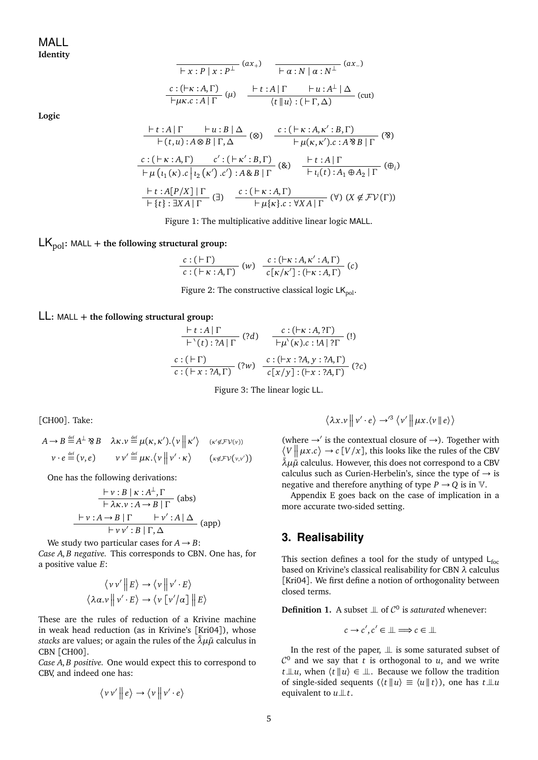## MALL

**Identity**

$$\frac{}{\vdash x : P \mid x : P^\perp}\ (ax_+) \qquad \frac{}{\vdash \alpha : N \mid \alpha : N^\perp}\ (ax_-)$$

$$\frac{c : (\vdash \kappa : A, \Gamma)}{\vdash \mu\kappa.c : A \mid \Gamma}\ (\mu) \qquad \frac{\vdash t : A \mid \Gamma \qquad \vdash u : A^\perp \mid \Delta}{\langle t \,\|\, u\rangle : (\vdash \Gamma, \Delta)}\ (\text{cut})$$

**Logic**

$$\frac{\vdash t : A \mid \Gamma \qquad \vdash u : B \mid \Delta}{\vdash (t,u) : A \otimes B \mid \Gamma, \Delta}\ (\otimes) \qquad \frac{c : (\vdash \kappa : A, \kappa' : B, \Gamma)}{\vdash \mu(\kappa,\kappa').c : A \parr B \mid \Gamma}\ (\parr)$$

$$\frac{c : (\vdash \kappa : A, \Gamma) \qquad c' : (\vdash \kappa' : B, \Gamma)}{\vdash \mu\left(\iota_1(\kappa).c \,\middle|\, \iota_2(\kappa').c'\right) : A \,\&\, B \mid \Gamma}\ (\&) \qquad \frac{\vdash t : A \mid \Gamma}{\vdash \iota_i(t) : A_1 \oplus A_2 \mid \Gamma}\ (\oplus_i)$$

$$\frac{\vdash t : A[P/X] \mid \Gamma}{\vdash \{t\} : \exists X A \mid \Gamma}\ (\exists) \qquad \frac{c : (\vdash \kappa : A, \Gamma)}{\vdash \mu\{\kappa\}.c : \forall X A \mid \Gamma}\ (\forall)\ (X \notin \mathcal{FV}(\Gamma))$$

Figure 1: The multiplicative additive linear logic MALL.

## $\mathsf{LK_{pol}}$: MALL + the following structural group:

$$\frac{c : (\vdash \Gamma)}{c : (\vdash \kappa : A, \Gamma)}\ (w) \quad \frac{c : (\vdash \kappa : A, \kappa' : A, \Gamma)}{c[\kappa/\kappa'] : (\vdash \kappa : A, \Gamma)}\ (c)$$

Figure 2: The constructive classical logic $\mathsf{LK_{pol}}$.

## LL: MALL + the following structural group:

$$\frac{\vdash t : A \mid \Gamma}{\vdash `(t) : ?A \mid \Gamma}\ (?d) \qquad \frac{c : (\vdash \kappa : A, ?\Gamma)}{\vdash \mu`(\kappa).c : !A \mid ?\Gamma}\ (!)$$

$$\frac{c : (\vdash \Gamma)}{c : (\vdash x : ?A, \Gamma)}\ (?w) \quad \frac{c : (\vdash x : ?A, y : ?A, \Gamma)}{c[x/y] : (\vdash x : ?A, \Gamma)}\ (?c)$$

Figure 3: The linear logic LL.

[CH00]. Take:

$$A \to B \stackrel{\text{def}}{=} A^\perp \parr B \quad \lambda\kappa.v \stackrel{\text{def}}{=} \mu(\kappa,\kappa').\langle v \,\|\, \kappa'\rangle \quad (\kappa' \notin \mathcal{FV}(v))$$

$$v \cdot e \stackrel{\text{def}}{=} (v, e) \qquad v\,v' \stackrel{\text{def}}{=} \mu\kappa.\langle v \,\|\, v' \cdot \kappa\rangle \qquad (\kappa \notin \mathcal{FV}(v,v'))$$

One has the following derivations:

$$\frac{\vdash v : B \mid \kappa : A^\perp, \Gamma}{\vdash \lambda\kappa.v : A \to B \mid \Gamma}\ (\text{abs})$$

$$\frac{\vdash v : A \to B \mid \Gamma \qquad \vdash v' : A \mid \Delta}{\vdash v\,v' : B \mid \Gamma, \Delta}\ (\text{app})$$

We study two particular cases for $A \to B$:

*Case $A, B$ negative.* This corresponds to CBN. One has, for a positive value $E$:

$$\langle v\,v' \,\|\, E\rangle \to \langle v \,\|\, v' \cdot E\rangle$$
$$\langle \lambda\alpha.v \,\|\, v' \cdot E\rangle \to \langle v\,[v'/\alpha] \,\|\, E\rangle$$

These are the rules of reduction of a Krivine machine in weak head reduction (as in Krivine's [Kri04]), whose *stacks* are values; or again the rules of the $\bar\lambda\mu\tilde\mu$ calculus in CBN [CH00].

*Case $A, B$ positive.* One would expect this to correspond to CBV, and indeed one has:

$$\langle v\,v' \,\|\, e\rangle \to \langle v \,\|\, v' \cdot e\rangle$$

$$\langle \lambda x.v \,\|\, v' \cdot e\rangle \to'^3 \langle v' \,\|\, \mu x.\langle v \,\|\, e\rangle\rangle$$

(where $\to'$ is the contextual closure of $\to$). Together with $\langle V \,\|\, \mu x.c\rangle \to c\,[V/x]$, this looks like the rules of the CBV $\bar\lambda\mu\tilde\mu$ calculus. However, this does not correspond to a CBV calculus such as Curien-Herbelin's, since the type of $\to$ is negative and therefore anything of type $P \to Q$ is in $\mathbb{V}$.

Appendix E goes back on the case of implication in a more accurate two-sided setting.

## 3. Realisability

This section defines a tool for the study of untyped $\mathsf{L_{foc}}$ based on Krivine's classical realisability for CBN $\lambda$ calculus [Kri04]. We first define a notion of orthogonality between closed terms.

**Definition 1.** A subset $\perp\!\!\!\perp$ of $\mathcal{C}^0$ is *saturated* whenever:

$$c \to c', c' \in \perp\!\!\!\perp \Longrightarrow c \in \perp\!\!\!\perp$$

In the rest of the paper, $\perp\!\!\!\perp$ is some saturated subset of $\mathcal{C}^0$ and we say that $t$ is orthogonal to $u$, and we write $t \perp\!\!\!\perp u$, when $\langle t \,\|\, u\rangle \in \perp\!\!\!\perp$. Because we follow the tradition of single-sided sequents ($\langle t \,\|\, u\rangle \equiv \langle u \,\|\, t\rangle$), one has $t \perp\!\!\!\perp u$ equivalent to $u \perp\!\!\!\perp t$.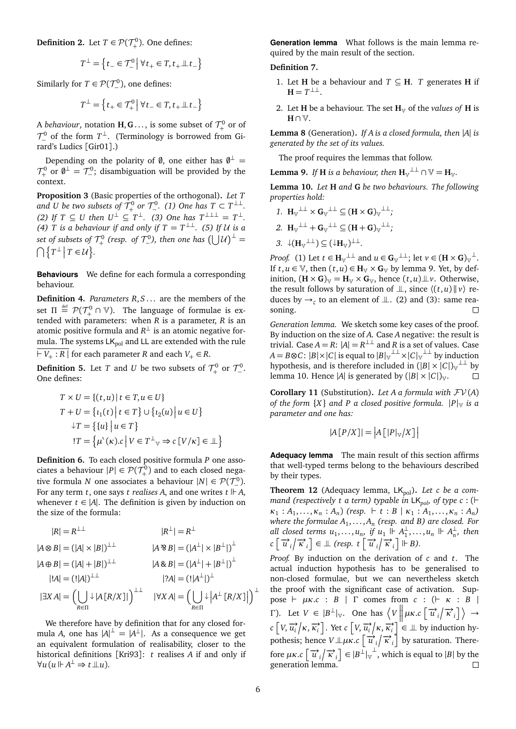**Definition 2.** Let $T \in \mathcal{P}(\mathcal{T}_+^0)$. One defines:

$$T^\perp = \left\{ t_- \in \mathcal{T}_-^0 \,\middle|\, \forall t_+ \in T, t_+ \perp\!\!\!\perp t_- \right\}$$

Similarly for $T \in \mathcal{P}(\mathcal{T}_-^0)$, one defines:

$$T^\perp = \left\{ t_+ \in \mathcal{T}_+^0 \,\middle|\, \forall t_- \in T, t_+ \perp\!\!\!\perp t_- \right\}$$

A *behaviour*, notation $\mathbf{H}, \mathbf{G}\ldots$, is some subset of $\mathcal{T}_+^0$ or of $\mathcal{T}_-^0$ of the form $T^\perp$. (Terminology is borrowed from Girard's Ludics [Gir01].)

Depending on the polarity of $\emptyset$, one either has $\emptyset^\perp = \mathcal{T}_+^0$ or $\emptyset^\perp = \mathcal{T}_-^0$; disambiguation will be provided by the context.

**Proposition 3** (Basic properties of the orthogonal)**.** *Let $T$ and $U$ be two subsets of $\mathcal{T}_+^0$ or $\mathcal{T}_-^0$. (1) One has $T \subset T^{\perp\perp}$. (2) If $T \subseteq U$ then $U^\perp \subseteq T^\perp$. (3) One has $T^{\perp\perp\perp} = T^\perp$. (4) $T$ is a behaviour if and only if $T = T^{\perp\perp}$. (5) If $\mathcal{U}$ is a set of subsets of $\mathcal{T}_+^0$ (resp. of $\mathcal{T}_-^0$), then one has $\left(\bigcup \mathcal{U}\right)^\perp = \bigcap \left\{ T^\perp \,\middle|\, T \in \mathcal{U} \right\}$.*

**Behaviours** We define for each formula a corresponding behaviour.

**Definition 4.** *Parameters $R, S\ldots$ are the members of the set $\Pi \stackrel{\text{def}}{=} \mathcal{P}(\mathcal{T}_+^0 \cap \mathbb{V})$. The language of formulae is extended with parameters: when $R$ is a parameter, $R$ is an atomic positive formula and $R^\perp$ is an atomic negative formula. The systems $\mathsf{LK}_{\text{pol}}$ and $\mathsf{LL}$ are extended with the rule $\overline{\vdash V_+ : R \mid}$ for each parameter $R$ and each $V_+ \in R$.*

**Definition 5.** Let $T$ and $U$ be two subsets of $\mathcal{T}_+^0$ or $\mathcal{T}_-^0$. One defines:

$$\begin{aligned}
T \times U &= \{(t,u) \mid t \in T, u \in U\} \\
T + U &= \left\{\iota_1(t) \,\middle|\, t \in T\right\} \cup \left\{\iota_2(u) \,\middle|\, u \in U\right\} \\
\downarrow T &= \left\{\{u\} \,\middle|\, u \in T\right\} \\
!T &= \left\{\mu^{\backprime}(\kappa).c \,\middle|\, V \in T^\perp{}_{\mathbb{V}} \Rightarrow c\,[V/\kappa] \in \perp\!\!\!\perp\right\}
\end{aligned}$$

**Definition 6.** To each closed positive formula $P$ one associates a behaviour $|P| \in \mathcal{P}(\mathcal{T}_+^0)$ and to each closed negative formula $N$ one associates a behaviour $|N| \in \mathcal{P}(\mathcal{T}_-^0)$. For any term $t$, one says $t$ *realises* $A$, and one writes $t \Vdash A$, whenever $t \in |A|$. The definition is given by induction on the size of the formula:

$$\begin{aligned}
|R| &= R^{\perp\perp} & |R^\perp| &= R^\perp \\
|A \otimes B| &= (|A| \times |B|)^{\perp\perp} & |A \mathbin{⅋} B| &= \left(|A^\perp| \times |B^\perp|\right)^\perp \\
|A \oplus B| &= (|A| + |B|)^{\perp\perp} & |A \mathbin{\&} B| &= \left(|A^\perp| + |B^\perp|\right)^\perp \\
|!A| &= (!|A|)^{\perp\perp} & |?A| &= (!|A^\perp|)^\perp \\
|\exists X A| &= \Big(\bigcup_{R \in \Pi} \downarrow |A[R/X]|\Big)^{\perp\perp} & |\forall X A| &= \Big(\bigcup_{R \in \Pi} \downarrow \left|A^\perp[R/X]\right|\Big)^\perp
\end{aligned}$$

We therefore have by definition that for any closed formula $A$, one has $|A|^\perp = |A^\perp|$. As a consequence we get an equivalent formulation of realisability, closer to the historical definitions [Kri93]: $t$ realises $A$ if and only if $\forall u (u \Vdash A^\perp \Rightarrow t \perp\!\!\!\perp u)$.

**Generation lemma** What follows is the main lemma required by the main result of the section.

**Definition 7.**

1. Let $\mathbf{H}$ be a behaviour and $T \subseteq \mathbf{H}$. $T$ generates $\mathbf{H}$ if $\mathbf{H} = T^{\perp\perp}$.
2. Let $\mathbf{H}$ be a behaviour. The set $\mathbf{H}_{\mathbb{V}}$ of the *values of* $\mathbf{H}$ is $\mathbf{H} \cap \mathbb{V}$.

**Lemma 8** (Generation)**.** *If $A$ is a closed formula, then $|A|$ is generated by the set of its values.*

The proof requires the lemmas that follow.

**Lemma 9.** *If $\mathbf{H}$ is a behaviour, then $\mathbf{H}_{\mathbb{V}}{}^{\perp\perp} \cap \mathbb{V} = \mathbf{H}_{\mathbb{V}}$.*

**Lemma 10.** *Let $\mathbf{H}$ and $\mathbf{G}$ be two behaviours. The following properties hold:*

1. $\mathbf{H}_{\mathbb{V}}{}^{\perp\perp} \times \mathbf{G}_{\mathbb{V}}{}^{\perp\perp} \subseteq (\mathbf{H} \times \mathbf{G})_{\mathbb{V}}{}^{\perp\perp}$*;*
2. $\mathbf{H}_{\mathbb{V}}{}^{\perp\perp} + \mathbf{G}_{\mathbb{V}}{}^{\perp\perp} \subseteq (\mathbf{H} + \mathbf{G})_{\mathbb{V}}{}^{\perp\perp}$*;*
3. $\downarrow(\mathbf{H}_{\mathbb{V}}{}^{\perp\perp}) \subseteq (\downarrow\mathbf{H}_{\mathbb{V}})^{\perp\perp}$.

*Proof.* (1) Let $t \in \mathbf{H}_{\mathbb{V}}{}^{\perp\perp}$ and $u \in \mathbf{G}_{\mathbb{V}}{}^{\perp\perp}$; let $v \in (\mathbf{H} \times \mathbf{G})_{\mathbb{V}}{}^\perp$. If $t, u \in \mathbb{V}$, then $(t,u) \in \mathbf{H}_{\mathbb{V}} \times \mathbf{G}_{\mathbb{V}}$ by lemma 9. Yet, by definition, $(\mathbf{H} \times \mathbf{G})_{\mathbb{V}} = \mathbf{H}_{\mathbb{V}} \times \mathbf{G}_{\mathbb{V}}$, hence $(t,u) \perp\!\!\!\perp v$. Otherwise, the result follows by saturation of $\perp\!\!\!\perp$, since $\langle (t,u) \,\|\, v \rangle$ reduces by $\to_\varsigma$ to an element of $\perp\!\!\!\perp$. (2) and (3): same reasoning. $\square$

*Generation lemma.* We sketch some key cases of the proof. By induction on the size of $A$. Case $A$ negative: the result is trivial. Case $A = R$: $|A| = R^{\perp\perp}$ and $R$ is a set of values. Case $A = B \otimes C$: $|B| \times |C|$ is equal to $|B|_{\mathbb{V}}{}^{\perp\perp} \times |C|_{\mathbb{V}}{}^{\perp\perp}$ by induction hypothesis, and is therefore included in $(|B| \times |C|)_{\mathbb{V}}{}^{\perp\perp}$ by lemma 10. Hence $|A|$ is generated by $(|B| \times |C|)_{\mathbb{V}}$. $\square$

**Corollary 11** (Substitution)**.** *Let $A$ a formula with $\mathcal{FV}(A)$ of the form $\{X\}$ and $P$ a closed positive formula. $|P|_{\mathbb{V}}$ is a parameter and one has:*

$$|A[P/X]| = \left|A\left[|P|_{\mathbb{V}}/X\right]\right|$$

**Adequacy lemma** The main result of this section affirms that well-typed terms belong to the behaviours described by their types.

**Theorem 12** (Adequacy lemma, $\mathsf{LK}_{\text{pol}}$)**.** *Let $c$ be a command (respectively $t$ a term) typable in $\mathsf{LK}_{pol}$, of type $c : (\vdash \kappa_1 : A_1, \ldots, \kappa_n : A_n)$ (resp. $\vdash t : B \mid \kappa_1 : A_1, \ldots, \kappa_n : A_n$) where the formulae $A_1, \ldots, A_n$ (resp. and $B$) are closed. For all closed terms $u_1, \ldots, u_n$, if $u_1 \Vdash A_1^\perp, \ldots, u_n \Vdash A_n^\perp$, then $c\left[\overrightarrow{u}_i \middle/ \overrightarrow{\kappa}_i\right] \in \perp\!\!\!\perp$ (resp. $t\left[\overrightarrow{u}_i \middle/ \overrightarrow{\kappa}_i\right] \Vdash B$).*

*Proof.* By induction on the derivation of $c$ and $t$. The actual induction hypothesis has to be generalised to non-closed formulae, but we can nevertheless sketch the proof with the significant case of activation. Suppose $\vdash \mu\kappa.c : B \mid \Gamma$ comes from $c : (\vdash \kappa : B \mid \Gamma)$. Let $V \in |B^\perp|_{\mathbb{V}}$. One has $\left\langle V \middle\| \mu\kappa.c\left[\overrightarrow{u}_i \middle/ \overrightarrow{\kappa}_i\right] \right\rangle \to c\left[V, \overrightarrow{u_i} \middle/ \kappa, \overrightarrow{\kappa_i}\right]$. Yet $c\left[V, \overrightarrow{u_i} \middle/ \kappa, \overrightarrow{\kappa_i}\right] \in \perp\!\!\!\perp$ by induction hypothesis; hence $V \perp\!\!\!\perp \mu\kappa.c\left[\overrightarrow{u}_i \middle/ \overrightarrow{\kappa}_i\right]$ by saturation. Therefore $\mu\kappa.c\left[\overrightarrow{u}_i \middle/ \overrightarrow{\kappa}_i\right] \in |B^\perp|_{\mathbb{V}}{}^\perp$, which is equal to $|B|$ by the generation lemma. $\square$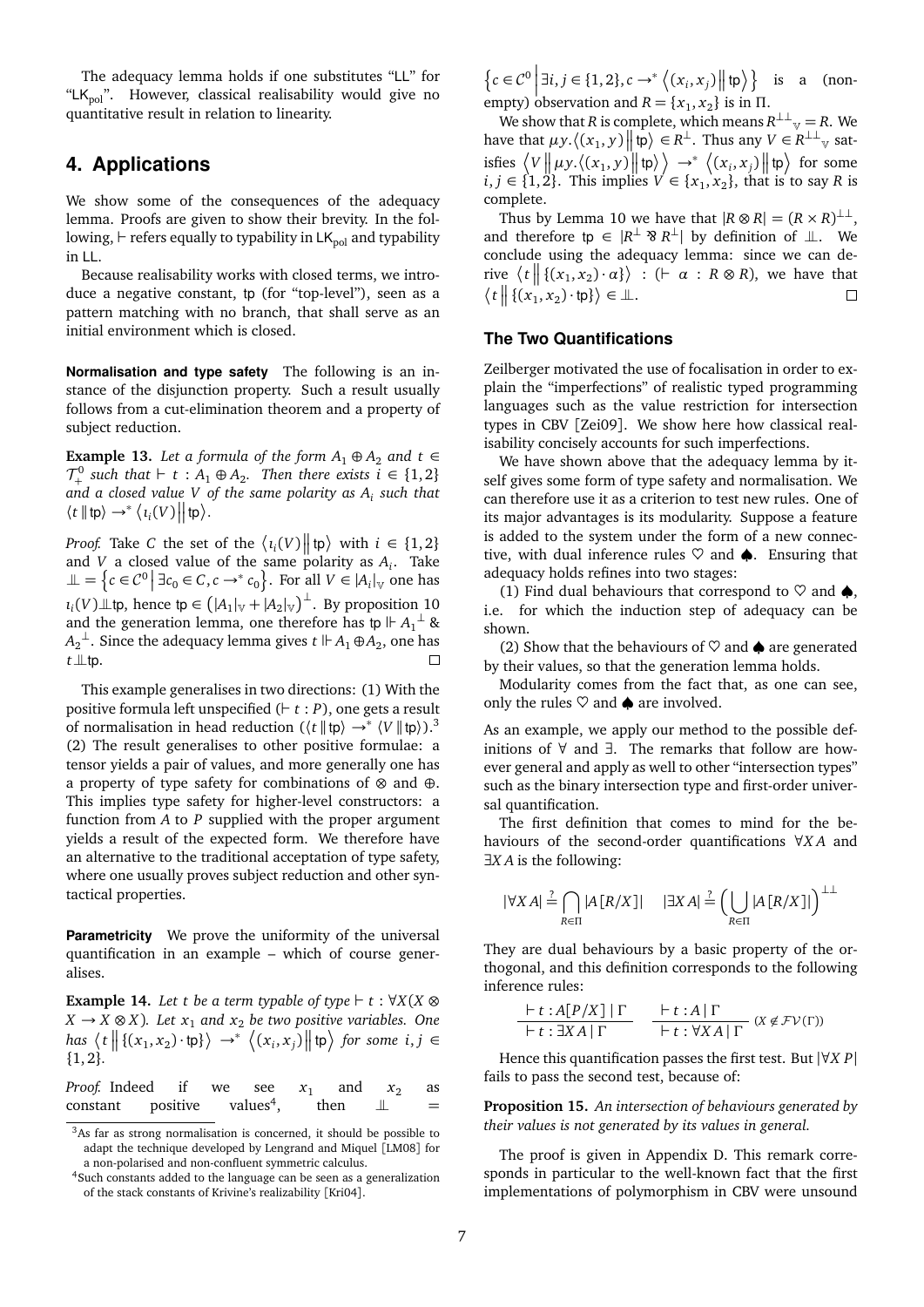The adequacy lemma holds if one substitutes "LL" for "$\mathsf{LK}_{\mathrm{pol}}$". However, classical realisability would give no quantitative result in relation to linearity.

# 4. Applications

We show some of the consequences of the adequacy lemma. Proofs are given to show their brevity. In the following, $\vdash$ refers equally to typability in $\mathsf{LK}_{\mathrm{pol}}$ and typability in LL.

Because realisability works with closed terms, we introduce a negative constant, $\mathsf{tp}$ (for "top-level"), seen as a pattern matching with no branch, that shall serve as an initial environment which is closed.

**Normalisation and type safety** The following is an instance of the disjunction property. Such a result usually follows from a cut-elimination theorem and a property of subject reduction.

**Example 13.** *Let a formula of the form $A_1 \oplus A_2$ and $t \in \mathcal{T}^0_+$ such that $\vdash t : A_1 \oplus A_2$. Then there exists $i \in \{1,2\}$ and a closed value $V$ of the same polarity as $A_i$ such that $\langle t \,\|\, \mathsf{tp}\rangle \to^* \left\langle \iota_i(V) \,\middle\|\, \mathsf{tp}\right\rangle$.*

*Proof.* Take $C$ the set of the $\left\langle \iota_i(V) \,\middle\|\, \mathsf{tp}\right\rangle$ with $i \in \{1,2\}$ and $V$ a closed value of the same polarity as $A_i$. Take $\perp\!\!\!\perp = \left\{c \in \mathcal{C}^0 \,\middle|\, \exists c_0 \in C, c \to^* c_0\right\}$. For all $V \in |A_i|_{\mathbb{V}}$ one has $\iota_i(V) \perp\!\!\!\perp \mathsf{tp}$, hence $\mathsf{tp} \in \left(|A_1|_{\mathbb{V}} + |A_2|_{\mathbb{V}}\right)^{\perp}$. By proposition 10 and the generation lemma, one therefore has $\mathsf{tp} \Vdash {A_1}^{\perp} \,\&\, {A_2}^{\perp}$. Since the adequacy lemma gives $t \Vdash A_1 \oplus A_2$, one has $t \perp\!\!\!\perp \mathsf{tp}$. $\square$

This example generalises in two directions: (1) With the positive formula left unspecified ($\vdash t : P$), one gets a result of normalisation in head reduction ($\langle t \,\|\, \mathsf{tp}\rangle \to^* \langle V \,\|\, \mathsf{tp}\rangle$).[3] (2) The result generalises to other positive formulae: a tensor yields a pair of values, and more generally one has a property of type safety for combinations of $\otimes$ and $\oplus$. This implies type safety for higher-level constructors: a function from $A$ to $P$ supplied with the proper argument yields a result of the expected form. We therefore have an alternative to the traditional acceptation of type safety, where one usually proves subject reduction and other syntactical properties.

**Parametricity** We prove the uniformity of the universal quantification in an example – which of course generalises.

**Example 14.** *Let $t$ be a term typable of type $\vdash t : \forall X(X \otimes X \to X \otimes X)$. Let $x_1$ and $x_2$ be two positive variables. One has $\left\langle t \,\middle\|\, \{(x_1,x_2)\cdot \mathsf{tp}\}\right\rangle \to^* \left\langle (x_i,x_j) \,\middle\|\, \mathsf{tp}\right\rangle$ for some $i,j \in \{1,2\}$.*

*Proof.* Indeed if we see $x_1$ and $x_2$ as constant positive values[4], then $\perp\!\!\!\perp = \left\{c \in \mathcal{C}^0 \,\middle|\, \exists i,j \in \{1,2\}, c \to^* \left\langle (x_i,x_j) \,\middle\|\, \mathsf{tp}\right\rangle\right\}$ is a (non-empty) observation and $R = \{x_1, x_2\}$ is in $\Pi$.

We show that $R$ is complete, which means $R^{\perp\perp}{}_{\mathbb{V}} = R$. We have that $\mu y.\left\langle (x_1,y) \,\middle\|\, \mathsf{tp}\right\rangle \in R^{\perp}$. Thus any $V \in R^{\perp\perp}{}_{\mathbb{V}}$ satisfies $\left\langle V \,\middle\|\, \mu y.\left\langle (x_1,y) \,\middle\|\, \mathsf{tp}\right\rangle\right\rangle \to^* \left\langle (x_i,x_j) \,\middle\|\, \mathsf{tp}\right\rangle$ for some $i,j \in \{1,2\}$. This implies $V \in \{x_1,x_2\}$, that is to say $R$ is complete.

Thus by Lemma 10 we have that $|R \otimes R| = (R \times R)^{\perp\perp}$, and therefore $\mathsf{tp} \in |R^{\perp} \parr R^{\perp}|$ by definition of $\perp\!\!\!\perp$. We conclude using the adequacy lemma: since we can derive $\left\langle t \,\middle\|\, \{(x_1,x_2)\cdot \alpha\}\right\rangle : (\vdash \alpha : R \otimes R)$, we have that $\left\langle t \,\middle\|\, \{(x_1,x_2)\cdot \mathsf{tp}\}\right\rangle \in \perp\!\!\!\perp$. $\square$

### The Two Quantifications

Zeilberger motivated the use of focalisation in order to explain the "imperfections" of realistic typed programming languages such as the value restriction for intersection types in CBV [Zei09]. We show here how classical realisability concisely accounts for such imperfections.

We have shown above that the adequacy lemma by itself gives some form of type safety and normalisation. We can therefore use it as a criterion to test new rules. One of its major advantages is its modularity. Suppose a feature is added to the system under the form of a new connective, with dual inference rules $\heartsuit$ and $\spadesuit$. Ensuring that adequacy holds refines into two stages:

(1) Find dual behaviours that correspond to $\heartsuit$ and $\spadesuit$, i.e. for which the induction step of adequacy can be shown.

(2) Show that the behaviours of $\heartsuit$ and $\spadesuit$ are generated by their values, so that the generation lemma holds.

Modularity comes from the fact that, as one can see, only the rules $\heartsuit$ and $\spadesuit$ are involved.

As an example, we apply our method to the possible definitions of $\forall$ and $\exists$. The remarks that follow are however general and apply as well to other "intersection types" such as the binary intersection type and first-order universal quantification.

The first definition that comes to mind for the behaviours of the second-order quantifications $\forall X A$ and $\exists X A$ is the following:

$$|\forall X A| \stackrel{?}{=} \bigcap_{R \in \Pi} |A[R/X]| \qquad |\exists X A| \stackrel{?}{=} \Big(\bigcup_{R \in \Pi} |A[R/X]|\Big)^{\perp\perp}$$

They are dual behaviours by a basic property of the orthogonal, and this definition corresponds to the following inference rules:

$$\frac{\vdash t : A[P/X] \mid \Gamma}{\vdash t : \exists X A \mid \Gamma} \qquad \frac{\vdash t : A \mid \Gamma}{\vdash t : \forall X A \mid \Gamma}\ (X \notin \mathcal{FV}(\Gamma))$$

Hence this quantification passes the first test. But $|\forall X P|$ fails to pass the second test, because of:

**Proposition 15.** *An intersection of behaviours generated by their values is not generated by its values in general.*

The proof is given in Appendix D. This remark corresponds in particular to the well-known fact that the first implementations of polymorphism in CBV were unsound

---

[3] As far as strong normalisation is concerned, it should be possible to adapt the technique developed by Lengrand and Miquel [LM08] for a non-polarised and non-confluent symmetric calculus.

[4] Such constants added to the language can be seen as a generalization of the stack constants of Krivine's realizability [Kri04].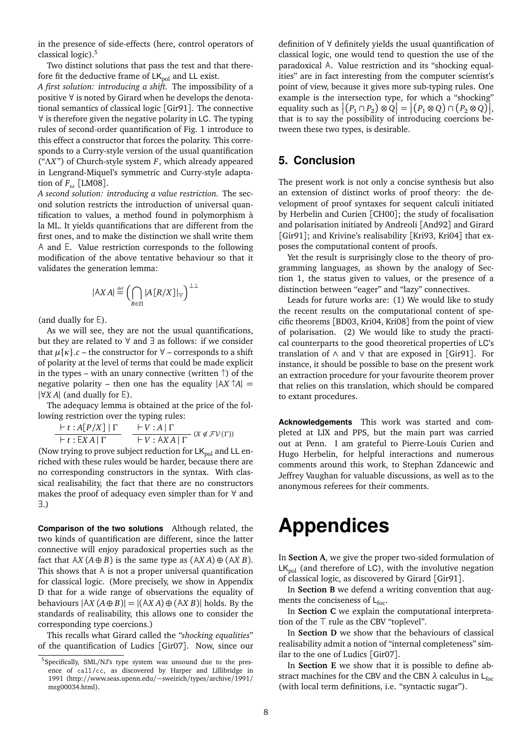in the presence of side-effects (here, control operators of classical logic).[5]

Two distinct solutions that pass the test and that therefore fit the deductive frame of $\mathsf{LK_{pol}}$ and $\mathsf{LL}$ exist.

*A first solution: introducing a shift.* The impossibility of a positive $\forall$ is noted by Girard when he develops the denotational semantics of classical logic [Gir91]. The connective $\forall$ is therefore given the negative polarity in $\mathsf{LC}$. The typing rules of second-order quantification of Fig. 1 introduce to this effect a constructor that forces the polarity. This corresponds to a Curry-style version of the usual quantification ("$\Lambda X$") of Church-style system $F$, which already appeared in Lengrand-Miquel's symmetric and Curry-style adaptation of $F_\omega$ [LM08].

*A second solution: introducing a value restriction.* The second solution restricts the introduction of universal quantification to values, a method found in polymorphism à la ML. It yields quantifications that are different from the first ones, and to make the distinction we shall write them $\mathsf{A}$ and $\mathsf{E}$. Value restriction corresponds to the following modification of the above tentative behaviour so that it validates the generation lemma:

$$|\mathsf{A}X\,A| \stackrel{\text{def}}{=} \Big(\bigcap_{R\in\Pi} |A[R/X]|_{\mathbb{V}}\Big)^{\perp\perp}$$

(and dually for $\mathsf{E}$).

As we will see, they are not the usual quantifications, but they are related to $\forall$ and $\exists$ as follows: if we consider that $\mu\{\kappa\}.c$ – the constructor for $\forall$ – corresponds to a shift of polarity at the level of terms that could be made explicit in the types – with an unary connective (written $\uparrow$) of the negative polarity – then one has the equality $|\mathsf{A}X \uparrow A| = |\forall X\,A|$ (and dually for $\mathsf{E}$).

The adequacy lemma is obtained at the price of the following restriction over the typing rules:

$$\frac{\vdash t : A[P/X] \mid \Gamma}{\vdash t : \mathsf{E}X\,A \mid \Gamma} \qquad \frac{\vdash V : A \mid \Gamma}{\vdash V : \mathsf{A}X\,A \mid \Gamma}\ (X \notin \mathcal{FV}(\Gamma))$$

(Now trying to prove subject reduction for $\mathsf{LK_{pol}}$ and $\mathsf{LL}$ enriched with these rules would be harder, because there are no corresponding constructors in the syntax. With classical realisability, the fact that there are no constructors makes the proof of adequacy even simpler than for $\forall$ and $\exists$.)

**Comparison of the two solutions** Although related, the two kinds of quantification are different, since the latter connective will enjoy paradoxical properties such as the fact that $\mathsf{A}X\,(A \oplus B)$ is the same type as $(\mathsf{A}X\,A) \oplus (\mathsf{A}X\,B)$. This shows that $\mathsf{A}$ is not a proper universal quantification for classical logic. (More precisely, we show in Appendix D that for a wide range of observations the equality of behaviours $|\mathsf{A}X\,(A \oplus B)| = |(\mathsf{A}X\,A) \oplus (\mathsf{A}X\,B)|$ holds. By the standards of realisability, this allows one to consider the corresponding type coercions.)

This recalls what Girard called the *"shocking equalities"* of the quantification of Ludics [Gir07]. Now, since our definition of $\forall$ definitely yields the usual quantification of classical logic, one would tend to question the use of the paradoxical $\mathsf{A}$. Value restriction and its "shocking equalities" are in fact interesting from the computer scientist's point of view, because it gives more sub-typing rules. One example is the intersection type, for which a "shocking" equality such as $\left|(P_1 \cap P_2) \otimes Q\right| = \left|(P_1 \otimes Q) \cap (P_2 \otimes Q)\right|$, that is to say the possibility of introducing coercions between these two types, is desirable.

## 5. Conclusion

The present work is not only a concise synthesis but also an extension of distinct works of proof theory: the development of proof syntaxes for sequent calculi initiated by Herbelin and Curien [CH00]; the study of focalisation and polarisation initiated by Andreoli [And92] and Girard [Gir91]; and Krivine's realisability [Kri93, Kri04] that exposes the computational content of proofs.

Yet the result is surprisingly close to the theory of programming languages, as shown by the analogy of Section 1, the status given to values, or the presence of a distinction between "eager" and "lazy" connectives.

Leads for future works are: (1) We would like to study the recent results on the computational content of specific theorems [BD03, Kri04, Kri08] from the point of view of polarisation. (2) We would like to study the practical counterparts to the good theoretical properties of $\mathsf{LC}$'s translation of $\wedge$ and $\vee$ that are exposed in [Gir91]. For instance, it should be possible to base on the present work an extraction procedure for your favourite theorem prover that relies on this translation, which should be compared to extant procedures.

**Acknowledgements** This work was started and completed at LIX and PPS, but the main part was carried out at Penn. I am grateful to Pierre-Louis Curien and Hugo Herbelin, for helpful interactions and numerous comments around this work, to Stephan Zdancewic and Jeffrey Vaughan for valuable discussions, as well as to the anonymous referees for their comments.

# Appendices

In **Section A**, we give the proper two-sided formulation of $\mathsf{LK_{pol}}$ (and therefore of $\mathsf{LC}$), with the involutive negation of classical logic, as discovered by Girard [Gir91].

In **Section B** we defend a writing convention that augments the conciseness of $\mathsf{L_{foc}}$.

In **Section C** we explain the computational interpretation of the $\top$ rule as the CBV "toplevel".

In **Section D** we show that the behaviours of classical realisability admit a notion of "internal completeness" similar to the one of Ludics [Gir07].

In **Section E** we show that it is possible to define abstract machines for the CBV and the CBN $\lambda$ calculus in $\mathsf{L_{foc}}$ (with local term definitions, i.e. "syntactic sugar").

[5] Specifically, SML/NJ's type system was unsound due to the presence of `call/cc`, as discovered by Harper and Lillibridge in 1991 (http://www.seas.upenn.edu/~sweirich/types/archive/1991/msg00034.html).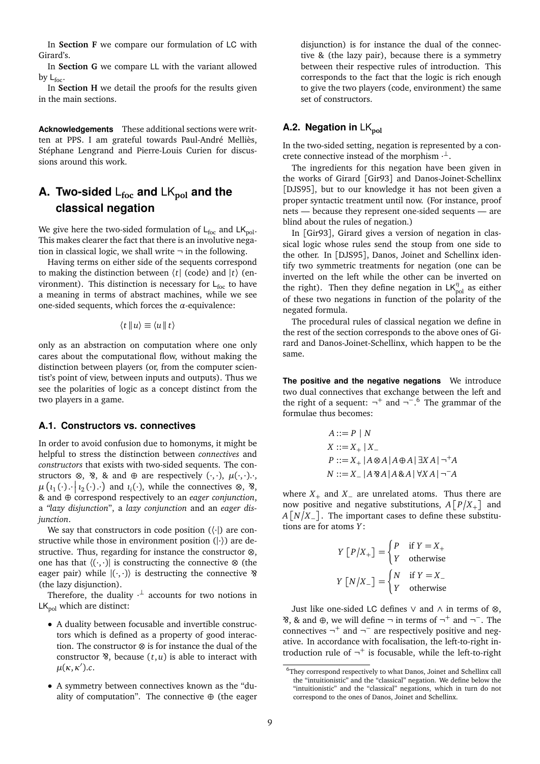In **Section F** we compare our formulation of LC with Girard's.

In **Section G** we compare LL with the variant allowed by $\mathsf{L_{foc}}$.

In **Section H** we detail the proofs for the results given in the main sections.

**Acknowledgements** These additional sections were written at PPS. I am grateful towards Paul-André Melliès, Stéphane Lengrand and Pierre-Louis Curien for discussions around this work.

# A. Two-sided $\mathsf{L_{foc}}$ and $\mathsf{LK_{pol}}$ and the classical negation

We give here the two-sided formulation of $\mathsf{L_{foc}}$ and $\mathsf{LK_{pol}}$. This makes clearer the fact that there is an involutive negation in classical logic, we shall write $\neg$ in the following.

Having terms on either side of the sequents correspond to making the distinction between $\langle t|$ (code) and $|t\rangle$ (environment). This distinction is necessary for $\mathsf{L_{foc}}$ to have a meaning in terms of abstract machines, while we see one-sided sequents, which forces the $\alpha$-equivalence:

$$\langle t \,\|\, u\rangle \equiv \langle u \,\|\, t\rangle$$

only as an abstraction on computation where one only cares about the computational flow, without making the distinction between players (or, from the computer scientist's point of view, between inputs and outputs). Thus we see the polarities of logic as a concept distinct from the two players in a game.

## A.1. Constructors vs. connectives

In order to avoid confusion due to homonyms, it might be helpful to stress the distinction between *connectives* and *constructors* that exists with two-sided sequents. The constructors $\otimes$, $⅋$, & and $\oplus$ are respectively $(\cdot,\cdot)$, $\mu(\cdot,\cdot).\cdot$, $\mu\left(\iota_1(\cdot).\cdot\,\middle|\,\iota_2(\cdot).\cdot\right)$ and $\iota_i(\cdot)$, while the connectives $\otimes$, $⅋$, & and $\oplus$ correspond respectively to an *eager conjunction*, a *"lazy disjunction"*, a *lazy conjunction* and an *eager disjunction*.

We say that constructors in code position ($\langle\cdot|$) are constructive while those in environment position ($|\cdot\rangle$) are destructive. Thus, regarding for instance the constructor $\otimes$, one has that $\langle(\cdot,\cdot)|$ is constructing the connective $\otimes$ (the eager pair) while $|(\cdot,\cdot)\rangle$ is destructing the connective $⅋$ (the lazy disjunction).

Therefore, the duality $\cdot^\perp$ accounts for two notions in $\mathsf{LK_{pol}}$ which are distinct:

- A duality between focusable and invertible constructors which is defined as a property of good interaction. The constructor $\otimes$ is for instance the dual of the constructor $⅋$, because $(t,u)$ is able to interact with $\mu(\kappa,\kappa').c$.
- A symmetry between connectives known as the "duality of computation". The connective $\oplus$ (the eager disjunction) is for instance the dual of the connective & (the lazy pair), because there is a symmetry between their respective rules of introduction. This corresponds to the fact that the logic is rich enough to give the two players (code, environment) the same set of constructors.

## A.2. Negation in $\mathsf{LK_{pol}}$

In the two-sided setting, negation is represented by a concrete connective instead of the morphism $\cdot^\perp$.

The ingredients for this negation have been given in the works of Girard [Gir93] and Danos-Joinet-Schellinx [DJS95], but to our knowledge it has not been given a proper syntactic treatment until now. (For instance, proof nets — because they represent one-sided sequents — are blind about the rules of negation.)

In [Gir93], Girard gives a version of negation in classical logic whose rules send the stoup from one side to the other. In [DJS95], Danos, Joinet and Schellinx identify two symmetric treatments for negation (one can be inverted on the left while the other can be inverted on the right). Then they define negation in $\mathsf{LK}^{\eta}_{\mathsf{pol}}$ as either of these two negations in function of the polarity of the negated formula.

The procedural rules of classical negation we define in the rest of the section corresponds to the above ones of Girard and Danos-Joinet-Schellinx, which happen to be the same.

**The positive and the negative negations** We introduce two dual connectives that exchange between the left and the right of a sequent: $\neg^+$ and $\neg^-$.[6] The grammar of the formulae thus becomes:

$$\begin{aligned}
A &::= P \mid N\\
X &::= X_+ \mid X_-\\
P &::= X_+ \mid A\otimes A \mid A\oplus A \mid \exists X A \mid \neg^+ A\\
N &::= X_- \mid A⅋A \mid A\& A \mid \forall X A \mid \neg^- A
\end{aligned}$$

where $X_+$ and $X_-$ are unrelated atoms. Thus there are now positive and negative substitutions, $A\left[P/X_+\right]$ and $A\left[N/X_-\right]$. The important cases to define these substitutions are for atoms $Y$:

$$Y\left[P/X_+\right] = \begin{cases} P & \text{if } Y = X_+\\ Y & \text{otherwise}\end{cases}$$

$$Y\left[N/X_-\right] = \begin{cases} N & \text{if } Y = X_-\\ Y & \text{otherwise}\end{cases}$$

Just like one-sided LC defines $\vee$ and $\wedge$ in terms of $\otimes$, $⅋$, & and $\oplus$, we will define $\neg$ in terms of $\neg^+$ and $\neg^-$. The connectives $\neg^+$ and $\neg^-$ are respectively positive and negative. In accordance with focalisation, the left-to-right introduction rule of $\neg^+$ is focusable, while the left-to-right

[6] They correspond respectively to what Danos, Joinet and Schellinx call the "intuitionistic" and the "classical" negation. We define below the "intuitionistic" and the "classical" negations, which in turn do not correspond to the ones of Danos, Joinet and Schellinx.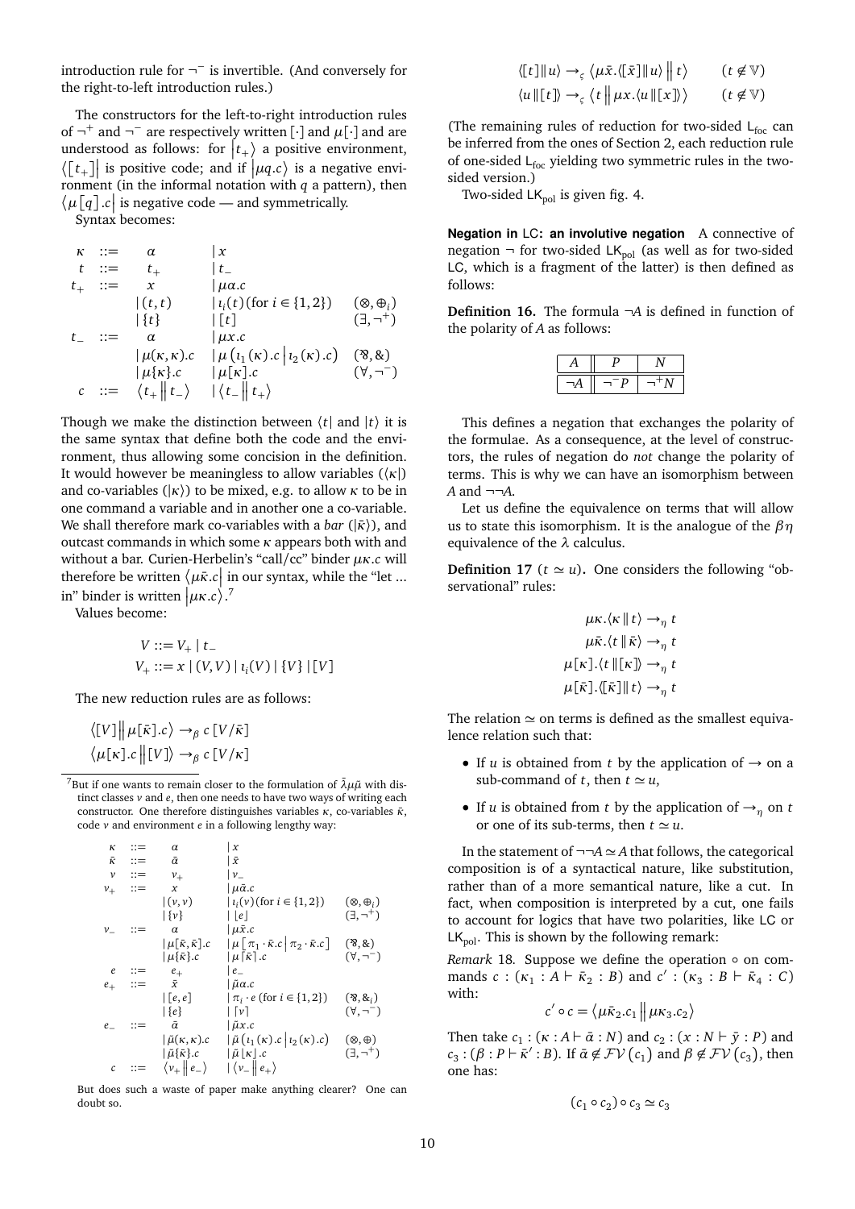introduction rule for $\neg^-$ is invertible. (And conversely for the right-to-left introduction rules.)

The constructors for the left-to-right introduction rules of $\neg^+$ and $\neg^-$ are respectively written $[\cdot]$ and $\mu[\cdot]$ and are understood as follows: for $\left|t_+\right\rangle$ a positive environment, $\left\langle[t_+]\right|$ is positive code; and if $\left|\mu q.c\right\rangle$ is a negative environment (in the informal notation with $q$ a pattern), then $\left\langle\mu[q].c\right|$ is negative code — and symmetrically.

Syntax becomes:

$$
\begin{array}{rclll}
\kappa & ::= & \alpha & \mid x & \\
t & ::= & t_+ & \mid t_- & \\
t_+ & ::= & x & \mid \mu\alpha.c & \\
 & & \mid (t,t) & \mid \iota_i(t) (\text{for } i \in \{1,2\}) & (\otimes, \oplus_i) \\
 & & \mid \{t\} & \mid [t] & (\exists, \neg^+) \\
t_- & ::= & \alpha & \mid \mu x.c & \\
 & & \mid \mu(\kappa,\kappa).c & \mid \mu\left(\iota_1(\kappa).c \,\middle|\, \iota_2(\kappa).c\right) & (⅋, \&) \\
 & & \mid \mu\{\kappa\}.c & \mid \mu[\kappa].c & (\forall, \neg^-) \\
c & ::= & \left\langle t_+ \middle\| t_- \right\rangle & \mid \left\langle t_- \middle\| t_+ \right\rangle &
\end{array}
$$

Though we make the distinction between $\langle t|$ and $|t\rangle$ it is the same syntax that define both the code and the environment, thus allowing some concision in the definition. It would however be meaningless to allow variables ($\langle\kappa|$) and co-variables ($|\kappa\rangle$) to be mixed, e.g. to allow $\kappa$ to be in one command a variable and in another one a co-variable. We shall therefore mark co-variables with a *bar* ($|\bar\kappa\rangle$), and outcast commands in which some $\kappa$ appears both with and without a bar. Curien-Herbelin's "call/cc" binder $\mu\kappa.c$ will therefore be written $\left\langle\mu\bar\kappa.c\right|$ in our syntax, while the "let ... in" binder is written $\left|\mu\kappa.c\right\rangle$.[7]

Values become:

$$
\begin{aligned}
V &::= V_+ \mid t_- \\
V_+ &::= x \mid (V,V) \mid \iota_i(V) \mid \{V\} \mid [V]
\end{aligned}
$$

The new reduction rules are as follows:

$$
\begin{aligned}
\left\langle[V]\middle\| \mu[\bar\kappa].c\right\rangle &\to_\beta c\,[V/\bar\kappa] \\
\left\langle\mu[\kappa].c \middle\| [V]\right\rangle &\to_\beta c\,[V/\kappa]
\end{aligned}
$$

[7] But if one wants to remain closer to the formulation of $\bar\lambda\mu\tilde\mu$ with distinct classes $v$ and $e$, then one needs to have two ways of writing each constructor. One therefore distinguishes variables $\kappa$, co-variables $\bar\kappa$, code $v$ and environment $e$ in a following lengthy way:

$$
\begin{array}{rclll}
\kappa & ::= & \alpha & \mid x & \\
\bar\kappa & ::= & \bar\alpha & \mid \bar x & \\
v & ::= & v_+ & \mid v_- & \\
v_+ & ::= & x & \mid \mu\bar\alpha.c & \\
 & & \mid (v,v) & \mid \iota_i(v) (\text{for } i \in \{1,2\}) & (\otimes, \oplus_i) \\
 & & \mid \{v\} & \mid \lfloor e \rfloor & (\exists, \neg^+) \\
v_- & ::= & \alpha & \mid \mu\bar x.c & \\
 & & \mid \mu[\bar\kappa,\bar\kappa].c & \mid \mu\left[\pi_1\cdot\bar\kappa.c \,\middle|\, \pi_2\cdot\bar\kappa.c\right] & (⅋, \&) \\
 & & \mid \mu\{\bar\kappa\}.c & \mid \mu\lceil\bar\kappa\rceil.c & (\forall, \neg^-) \\
e & ::= & e_+ & \mid e_- & \\
e_+ & ::= & \bar x & \mid \tilde\mu\alpha.c & \\
 & & \mid [e,e] & \mid \pi_i\cdot e \ (\text{for } i \in \{1,2\}) & (⅋, \&_i) \\
 & & \mid \{e\} & \mid \lceil v \rceil & (\forall, \neg^-) \\
e_- & ::= & \bar\alpha & \mid \tilde\mu x.c & \\
 & & \mid \tilde\mu(\kappa,\kappa).c & \mid \tilde\mu\left(\iota_1(\kappa).c \,\middle|\, \iota_2(\kappa).c\right) & (\otimes, \oplus) \\
 & & \mid \tilde\mu\{\bar\kappa\}.c & \mid \tilde\mu\lfloor\kappa\rfloor.c & (\exists, \neg^+) \\
c & ::= & \left\langle v_+ \middle\| e_- \right\rangle & \mid \left\langle v_- \middle\| e_+ \right\rangle &
\end{array}
$$

But does such a waste of paper make anything clearer? One can doubt so.

$$
\begin{aligned}
\left\langle [t] \middle\| u \right\rangle &\to_\varsigma \left\langle \mu\bar x.\left\langle [\bar x] \middle\| u\right\rangle \middle\| t \right\rangle \qquad (t \notin \mathbb{V}) \\
\left\langle u \middle\| [t] \right\rangle &\to_\varsigma \left\langle t \middle\| \mu x.\left\langle u \middle\| [x]\right\rangle \right\rangle \qquad (t \notin \mathbb{V})
\end{aligned}
$$

(The remaining rules of reduction for two-sided $\mathsf{L}_{\text{foc}}$ can be inferred from the ones of Section 2, each reduction rule of one-sided $\mathsf{L}_{\text{foc}}$ yielding two symmetric rules in the two-sided version.)

Two-sided $\mathsf{LK}_{\text{pol}}$ is given fig. 4.

**Negation in LC: an involutive negation** A connective of negation $\neg$ for two-sided $\mathsf{LK}_{\text{pol}}$ (as well as for two-sided LC, which is a fragment of the latter) is then defined as follows:

**Definition 16.** The formula $\neg A$ is defined in function of the polarity of $A$ as follows:

| $A$ | $P$ | $N$ |
|---|---|---|
| $\neg A$ | $\neg^- P$ | $\neg^+ N$ |

This defines a negation that exchanges the polarity of the formulae. As a consequence, at the level of constructors, the rules of negation do *not* change the polarity of terms. This is why we can have an isomorphism between $A$ and $\neg\neg A$.

Let us define the equivalence on terms that will allow us to state this isomorphism. It is the analogue of the $\beta\eta$ equivalence of the $\lambda$ calculus.

**Definition 17** ($t \simeq u$)**.** One considers the following "observational" rules:

$$
\begin{aligned}
\mu\kappa.\langle\kappa \,\|\, t\rangle &\to_\eta t \\
\mu\bar\kappa.\langle t \,\|\, \bar\kappa\rangle &\to_\eta t \\
\mu[\kappa].\langle t \,\|\, [\kappa]\rangle &\to_\eta t \\
\mu[\bar\kappa].\langle [\bar\kappa] \,\|\, t\rangle &\to_\eta t
\end{aligned}
$$

The relation $\simeq$ on terms is defined as the smallest equivalence relation such that:

- If $u$ is obtained from $t$ by the application of $\to$ on a sub-command of $t$, then $t \simeq u$,
- If $u$ is obtained from $t$ by the application of $\to_\eta$ on $t$ or one of its sub-terms, then $t \simeq u$.

In the statement of $\neg\neg A \simeq A$ that follows, the categorical composition is of a syntactical nature, like substitution, rather than of a more semantical nature, like a cut. In fact, when composition is interpreted by a cut, one fails to account for logics that have two polarities, like LC or $\mathsf{LK}_{\text{pol}}$. This is shown by the following remark:

*Remark* 18*.* Suppose we define the operation $\circ$ on commands $c : (\kappa_1 : A \vdash \bar\kappa_2 : B)$ and $c' : (\kappa_3 : B \vdash \bar\kappa_4 : C)$ with:

$$
c' \circ c = \left\langle \mu\bar\kappa_2.c_1 \middle\| \mu\kappa_3.c_2 \right\rangle
$$

Then take $c_1 : (\kappa : A \vdash \bar\alpha : N)$ and $c_2 : (x : N \vdash \bar y : P)$ and $c_3 : (\beta : P \vdash \bar\kappa' : B)$. If $\bar\alpha \notin \mathcal{FV}(c_1)$ and $\beta \notin \mathcal{FV}(c_3)$, then one has:

$$
(c_1 \circ c_2) \circ c_3 \simeq c_3
$$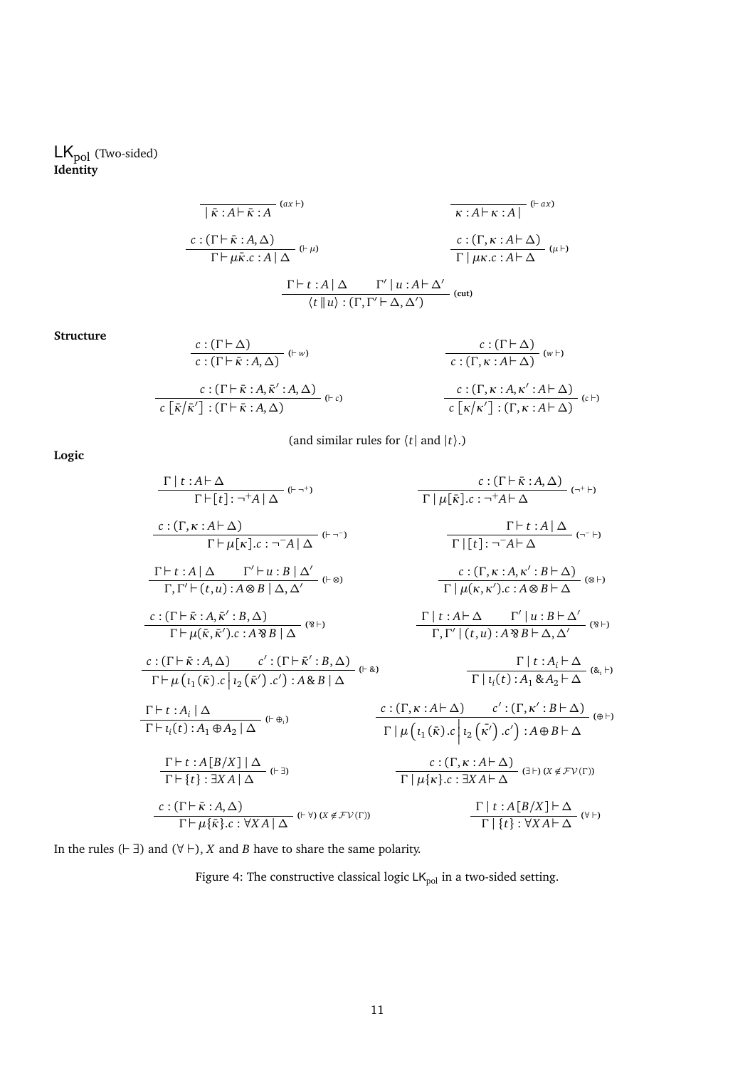$\mathsf{LK}_{\text{pol}}$ (Two-sided)

**Identity**

$$\frac{}{\mid \bar{\kappa} : A \vdash \bar{\kappa} : A}\ (ax \vdash) \qquad \frac{}{\kappa : A \vdash \kappa : A \mid}\ (\vdash ax)$$

$$\frac{c : (\Gamma \vdash \bar{\kappa} : A, \Delta)}{\Gamma \vdash \mu\bar{\kappa}.c : A \mid \Delta}\ (\vdash \mu) \qquad \frac{c : (\Gamma, \kappa : A \vdash \Delta)}{\Gamma \mid \mu\kappa.c : A \vdash \Delta}\ (\mu \vdash)$$

$$\frac{\Gamma \vdash t : A \mid \Delta \qquad \Gamma' \mid u : A \vdash \Delta'}{\langle t \| u \rangle : (\Gamma, \Gamma' \vdash \Delta, \Delta')}\ \textbf{(cut)}$$

**Structure**

$$\frac{c : (\Gamma \vdash \Delta)}{c : (\Gamma \vdash \bar{\kappa} : A, \Delta)}\ (\vdash w) \qquad \frac{c : (\Gamma \vdash \Delta)}{c : (\Gamma, \kappa : A \vdash \Delta)}\ (w \vdash)$$

$$\frac{c : (\Gamma \vdash \bar{\kappa} : A, \bar{\kappa}' : A, \Delta)}{c\left[\bar{\kappa}/\bar{\kappa}'\right] : (\Gamma \vdash \bar{\kappa} : A, \Delta)}\ (\vdash c) \qquad \frac{c : (\Gamma, \kappa : A, \kappa' : A \vdash \Delta)}{c\left[\kappa/\kappa'\right] : (\Gamma, \kappa : A \vdash \Delta)}\ (c \vdash)$$

(and similar rules for $\langle t|$ and $|t\rangle$.)

**Logic**

$$\frac{\Gamma \mid t : A \vdash \Delta}{\Gamma \vdash [t] : \neg^{+}A \mid \Delta}\ (\vdash \neg^{+}) \qquad \frac{c : (\Gamma \vdash \bar{\kappa} : A, \Delta)}{\Gamma \mid \mu[\bar{\kappa}].c : \neg^{+}A \vdash \Delta}\ (\neg^{+} \vdash)$$

$$\frac{c : (\Gamma, \kappa : A \vdash \Delta)}{\Gamma \vdash \mu[\kappa].c : \neg^{-}A \mid \Delta}\ (\vdash \neg^{-}) \qquad \frac{\Gamma \vdash t : A \mid \Delta}{\Gamma \mid [t] : \neg^{-}A \vdash \Delta}\ (\neg^{-} \vdash)$$

$$\frac{\Gamma \vdash t : A \mid \Delta \qquad \Gamma' \vdash u : B \mid \Delta'}{\Gamma, \Gamma' \vdash (t, u) : A \otimes B \mid \Delta, \Delta'}\ (\vdash \otimes) \qquad \frac{c : (\Gamma, \kappa : A, \kappa' : B \vdash \Delta)}{\Gamma \mid \mu(\kappa, \kappa').c : A \otimes B \vdash \Delta}\ (\otimes \vdash)$$

$$\frac{c : (\Gamma \vdash \bar{\kappa} : A, \bar{\kappa}' : B, \Delta)}{\Gamma \vdash \mu(\bar{\kappa}, \bar{\kappa}').c : A \mathbin{⅋} B \mid \Delta}\ (⅋ \vdash) \qquad \frac{\Gamma \mid t : A \vdash \Delta \qquad \Gamma' \mid u : B \vdash \Delta'}{\Gamma, \Gamma' \mid (t, u) : A \mathbin{⅋} B \vdash \Delta, \Delta'}\ (⅋ \vdash)$$

$$\frac{c : (\Gamma \vdash \bar{\kappa} : A, \Delta) \qquad c' : (\Gamma \vdash \bar{\kappa}' : B, \Delta)}{\Gamma \vdash \mu\left(\iota_1(\bar{\kappa}).c \,\middle|\, \iota_2(\bar{\kappa}').c'\right) : A \,\&\, B \mid \Delta}\ (\vdash \&) \qquad \frac{\Gamma \mid t : A_i \vdash \Delta}{\Gamma \mid \iota_i(t) : A_1 \,\&\, A_2 \vdash \Delta}\ (\&_i \vdash)$$

$$\frac{\Gamma \vdash t : A_i \mid \Delta}{\Gamma \vdash \iota_i(t) : A_1 \oplus A_2 \mid \Delta}\ (\vdash \oplus_i) \qquad \frac{c : (\Gamma, \kappa : A \vdash \Delta) \qquad c' : (\Gamma, \kappa' : B \vdash \Delta)}{\Gamma \mid \mu\left(\iota_1(\bar{\kappa}).c \,\middle|\, \iota_2(\bar{\kappa'}).c'\right) : A \oplus B \vdash \Delta}\ (\oplus \vdash)$$

$$\frac{\Gamma \vdash t : A[B/X] \mid \Delta}{\Gamma \vdash \{t\} : \exists X A \mid \Delta}\ (\vdash \exists) \qquad \frac{c : (\Gamma, \kappa : A \vdash \Delta)}{\Gamma \mid \mu\{\kappa\}.c : \exists X A \vdash \Delta}\ (\exists \vdash)\ (X \notin \mathcal{FV}(\Gamma))$$

$$\frac{c : (\Gamma \vdash \bar{\kappa} : A, \Delta)}{\Gamma \vdash \mu\{\bar{\kappa}\}.c : \forall X A \mid \Delta}\ (\vdash \forall)\ (X \notin \mathcal{FV}(\Gamma)) \qquad \frac{\Gamma \mid t : A[B/X] \vdash \Delta}{\Gamma \mid \{t\} : \forall X A \vdash \Delta}\ (\forall \vdash)$$

In the rules $(\vdash \exists)$ and $(\forall \vdash)$, $X$ and $B$ have to share the same polarity.

Figure 4: The constructive classical logic $\mathsf{LK}_{\text{pol}}$ in a two-sided setting.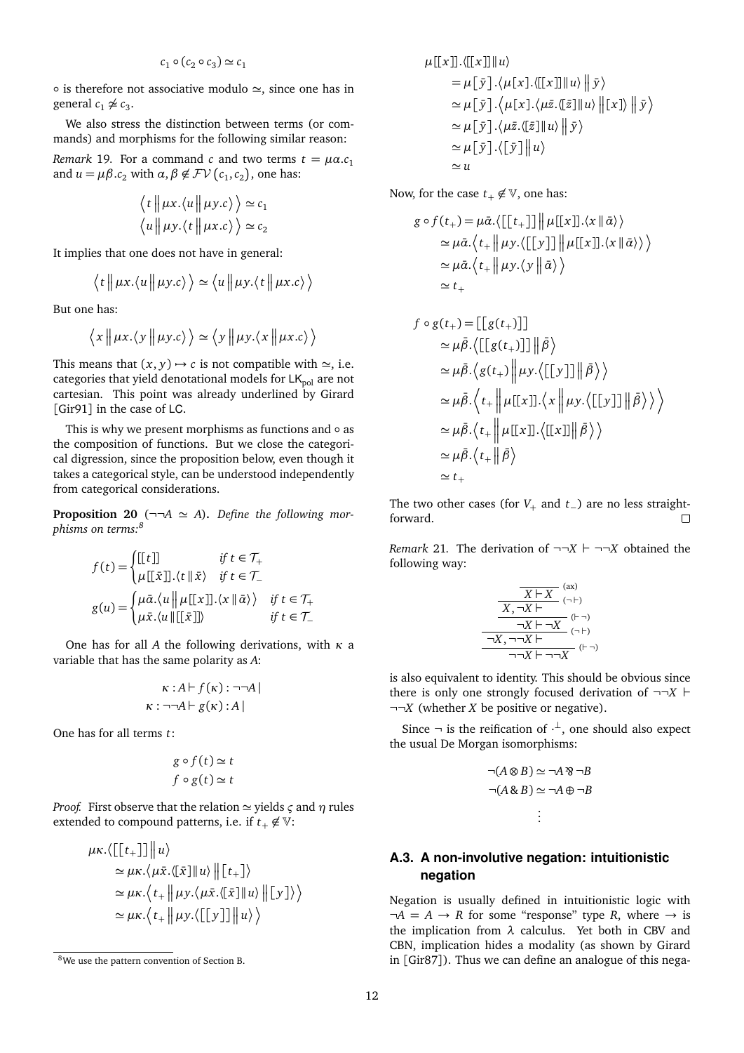$$c_1 \circ (c_2 \circ c_3) \simeq c_1$$

$\circ$ is therefore not associative modulo $\simeq$, since one has in general $c_1 \not\simeq c_3$.

We also stress the distinction between terms (or commands) and morphisms for the following similar reason:

*Remark* 19. For a command $c$ and two terms $t = \mu\alpha.c_1$ and $u = \mu\beta.c_2$ with $\alpha, \beta \notin \mathcal{FV}(c_1, c_2)$, one has:

$$\left\langle t \,\middle\|\, \mu x.\left\langle u \,\middle\|\, \mu y.c \right\rangle \right\rangle \simeq c_1$$
$$\left\langle u \,\middle\|\, \mu y.\left\langle t \,\middle\|\, \mu x.c \right\rangle \right\rangle \simeq c_2$$

It implies that one does not have in general:

$$\left\langle t \,\middle\|\, \mu x.\left\langle u \,\middle\|\, \mu y.c \right\rangle \right\rangle \simeq \left\langle u \,\middle\|\, \mu y.\left\langle t \,\middle\|\, \mu x.c \right\rangle \right\rangle$$

But one has:

$$\left\langle x \,\middle\|\, \mu x.\left\langle y \,\middle\|\, \mu y.c \right\rangle \right\rangle \simeq \left\langle y \,\middle\|\, \mu y.\left\langle x \,\middle\|\, \mu x.c \right\rangle \right\rangle$$

This means that $(x, y) \mapsto c$ is not compatible with $\simeq$, i.e. categories that yield denotational models for $\mathsf{LK_{pol}}$ are not cartesian. This point was already underlined by Girard [Gir91] in the case of LC.

This is why we present morphisms as functions and $\circ$ as the composition of functions. But we close the categorical digression, since the proposition below, even though it takes a categorical style, can be understood independently from categorical considerations.

**Proposition 20** ($\neg\neg A \simeq A$)**.** *Define the following morphisms on terms:*[8]

$$f(t) = \begin{cases} [[t]] & \text{if } t \in \mathcal{T}_+ \\ \mu[[\bar{x}]].\langle t \,\|\, \bar{x}\rangle & \text{if } t \in \mathcal{T}_- \end{cases}$$

$$g(u) = \begin{cases} \mu\bar{\alpha}.\left\langle u \,\middle\|\, \mu[[x]].\langle x \,\|\, \bar{\alpha}\rangle \right\rangle & \text{if } t \in \mathcal{T}_+ \\ \mu\bar{x}.\langle u \,\|\, [[\bar{x}]]\rangle & \text{if } t \in \mathcal{T}_- \end{cases}$$

One has for all $A$ the following derivations, with $\kappa$ a variable that has the same polarity as $A$:

$$\kappa : A \vdash f(\kappa) : \neg\neg A \,|$$
$$\kappa : \neg\neg A \vdash g(\kappa) : A \,|$$

One has for all terms $t$:

$$g \circ f(t) \simeq t$$
$$f \circ g(t) \simeq t$$

*Proof.* First observe that the relation $\simeq$ yields $\varsigma$ and $\eta$ rules extended to compound patterns, i.e. if $t_+ \notin \mathbb{V}$:

$$\begin{aligned}
&\mu\kappa.\left\langle [[t_+]] \,\middle\|\, u \right\rangle \\
&\quad\simeq \mu\kappa.\left\langle \mu\bar{x}.\langle [\bar{x}] \,\|\, u\rangle \,\middle\|\, [t_+] \right\rangle \\
&\quad\simeq \mu\kappa.\left\langle t_+ \,\middle\|\, \mu y.\left\langle \mu\bar{x}.\langle [\bar{x}] \,\|\, u\rangle \,\middle\|\, [y] \right\rangle \right\rangle \\
&\quad\simeq \mu\kappa.\left\langle t_+ \,\middle\|\, \mu y.\left\langle [[y]] \,\middle\|\, u \right\rangle \right\rangle
\end{aligned}$$

$$\begin{aligned}
&\mu[[x]].\langle [[x]] \,\|\, u\rangle \\
&\quad= \mu[\bar{y}].\left\langle \mu[x].\langle [[x]] \,\|\, u\rangle \,\middle\|\, \bar{y} \right\rangle \\
&\quad\simeq \mu[\bar{y}].\left\langle \mu[x].\left\langle \mu\bar{z}.\langle [\bar{z}] \,\|\, u\rangle \,\middle\|\, [x] \right\rangle \,\middle\|\, \bar{y} \right\rangle \\
&\quad\simeq \mu[\bar{y}].\left\langle \mu\bar{z}.\langle [\bar{z}] \,\|\, u\rangle \,\middle\|\, \bar{y} \right\rangle \\
&\quad\simeq \mu[\bar{y}].\left\langle [\bar{y}] \,\middle\|\, u \right\rangle \\
&\quad\simeq u
\end{aligned}$$

Now, for the case $t_+ \notin \mathbb{V}$, one has:

$$\begin{aligned}
g \circ f(t_+) &= \mu\bar{\alpha}.\left\langle [[t_+]] \,\middle\|\, \mu[[x]].\langle x \,\|\, \bar{\alpha}\rangle \right\rangle \\
&\simeq \mu\bar{\alpha}.\left\langle t_+ \,\middle\|\, \mu y.\left\langle [[y]] \,\middle\|\, \mu[[x]].\langle x \,\|\, \bar{\alpha}\rangle \right\rangle \right\rangle \\
&\simeq \mu\bar{\alpha}.\left\langle t_+ \,\middle\|\, \mu y.\left\langle y \,\middle\|\, \bar{\alpha} \right\rangle \right\rangle \\
&\simeq t_+
\end{aligned}$$

$$\begin{aligned}
f \circ g(t_+) &= [[g(t_+)]] \\
&\simeq \mu\bar{\beta}.\left\langle [[g(t_+)]] \,\middle\|\, \bar{\beta} \right\rangle \\
&\simeq \mu\bar{\beta}.\left\langle g(t_+) \,\middle\|\, \mu y.\left\langle [[y]] \,\middle\|\, \bar{\beta} \right\rangle \right\rangle \\
&\simeq \mu\bar{\beta}.\left\langle t_+ \,\middle\|\, \mu[[x]].\left\langle x \,\middle\|\, \mu y.\left\langle [[y]] \,\middle\|\, \bar{\beta} \right\rangle \right\rangle \right\rangle \\
&\simeq \mu\bar{\beta}.\left\langle t_+ \,\middle\|\, \mu[[x]].\left\langle [[x]] \,\middle\|\, \bar{\beta} \right\rangle \right\rangle \\
&\simeq \mu\bar{\beta}.\left\langle t_+ \,\middle\|\, \bar{\beta} \right\rangle \\
&\simeq t_+
\end{aligned}$$

The two other cases (for $V_+$ and $t_-$) are no less straightforward. $\square$

*Remark* 21. The derivation of $\neg\neg X \vdash \neg\neg X$ obtained the following way:

$$\dfrac{\dfrac{\dfrac{\dfrac{\overline{X \vdash X}\ (\text{ax})}{X, \neg X \vdash}\ (\neg\vdash)}{\neg X \vdash \neg X}\ (\vdash\neg)}{\neg X, \neg\neg X \vdash}\ (\neg\vdash)}{\neg\neg X \vdash \neg\neg X}\ (\vdash\neg)$$

is also equivalent to identity. This should be obvious since there is only one strongly focused derivation of $\neg\neg X \vdash \neg\neg X$ (whether $X$ be positive or negative).

Since $\neg$ is the reification of $\cdot^\perp$, one should also expect the usual De Morgan isomorphisms:

$$\neg(A \otimes B) \simeq \neg A \parr \neg B$$
$$\neg(A \,\&\, B) \simeq \neg A \oplus \neg B$$
$$\vdots$$

## A.3. A non-involutive negation: intuitionistic negation

Negation is usually defined in intuitionistic logic with $\neg A = A \to R$ for some "response" type $R$, where $\to$ is the implication from $\lambda$ calculus. Yet both in CBV and CBN, implication hides a modality (as shown by Girard in [Gir87]). Thus we can define an analogue of this nega-

[8] We use the pattern convention of Section B.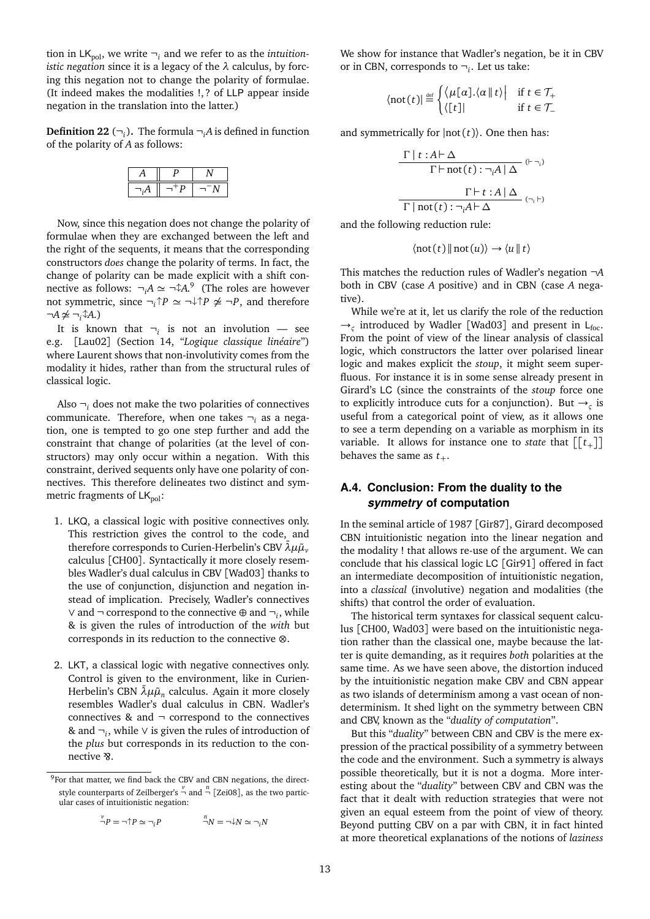tion in $\mathsf{LK_{pol}}$, we write $\neg_i$ and we refer to as the *intuitionistic negation* since it is a legacy of the $\lambda$ calculus, by forcing this negation not to change the polarity of formulae. (It indeed makes the modalities $!, ?$ of $\mathsf{LLP}$ appear inside negation in the translation into the latter.)

**Definition 22** ($\neg_i$)**.** The formula $\neg_i A$ is defined in function of the polarity of $A$ as follows:

| $A$ | $P$ | $N$ |
|---|---|---|
| $\neg_i A$ | $\neg^+ P$ | $\neg^- N$ |

Now, since this negation does not change the polarity of formulae when they are exchanged between the left and the right of the sequents, it means that the corresponding constructors *does* change the polarity of terms. In fact, the change of polarity can be made explicit with a shift connective as follows: $\neg_i A \simeq \neg\updownarrow A$.[9] (The roles are however not symmetric, since $\neg_i \uparrow P \simeq \neg\downarrow\uparrow P \not\simeq \neg P$, and therefore $\neg A \not\simeq \neg_i \updownarrow A$.)

It is known that $\neg_i$ is not an involution — see e.g. [Lau02] (Section 14, "*Logique classique linéaire*") where Laurent shows that non-involutivity comes from the modality it hides, rather than from the structural rules of classical logic.

Also $\neg_i$ does not make the two polarities of connectives communicate. Therefore, when one takes $\neg_i$ as a negation, one is tempted to go one step further and add the constraint that change of polarities (at the level of constructors) may only occur within a negation. With this constraint, derived sequents only have one polarity of connectives. This therefore delineates two distinct and symmetric fragments of $\mathsf{LK_{pol}}$:

1. $\mathsf{LKQ}$, a classical logic with positive connectives only. This restriction gives the control to the code, and therefore corresponds to Curien-Herbelin's CBV $\bar\lambda\mu\tilde\mu_v$ calculus [CH00]. Syntactically it more closely resembles Wadler's dual calculus in CBV [Wad03] thanks to the use of conjunction, disjunction and negation instead of implication. Precisely, Wadler's connectives $\vee$ and $\neg$ correspond to the connective $\oplus$ and $\neg_i$, while $\&$ is given the rules of introduction of the *with* but corresponds in its reduction to the connective $\otimes$.

2. $\mathsf{LKT}$, a classical logic with negative connectives only. Control is given to the environment, like in Curien-Herbelin's CBN $\bar\lambda\mu\tilde\mu_n$ calculus. Again it more closely resembles Wadler's dual calculus in CBN. Wadler's connectives $\&$ and $\neg$ correspond to the connectives $\&$ and $\neg_i$, while $\vee$ is given the rules of introduction of the *plus* but corresponds in its reduction to the connective $⅋$.

[9] For that matter, we find back the CBV and CBN negations, the direct-style counterparts of Zeilberger's $\overset{v}{\neg}$ and $\overset{n}{\neg}$ [Zei08], as the two particular cases of intuitionistic negation:

$$\overset{v}{\neg} P = \neg\uparrow P \simeq \neg_i P \qquad\qquad \overset{n}{\neg} N = \neg\downarrow N \simeq \neg_i N$$

We show for instance that Wadler's negation, be it in CBV or in CBN, corresponds to $\neg_i$. Let us take:

$$\langle \mathrm{not}(t)| \stackrel{\mathrm{def}}{=} \begin{cases} \langle \mu[\alpha].\langle \alpha \,\|\, t\rangle\big| & \text{if } t \in \mathcal{T}_+ \\ \langle [t]| & \text{if } t \in \mathcal{T}_- \end{cases}$$

and symmetrically for $|\mathrm{not}(t)\rangle$. One then has:

$$\frac{\Gamma \mid t : A \vdash \Delta}{\Gamma \vdash \mathrm{not}(t) : \neg_i A \mid \Delta}\ (\vdash \neg_i)$$

$$\frac{\Gamma \vdash t : A \mid \Delta}{\Gamma \mid \mathrm{not}(t) : \neg_i A \vdash \Delta}\ (\neg_i \vdash)$$

and the following reduction rule:

$$\langle \mathrm{not}(t) \,\|\, \mathrm{not}(u)\rangle \to \langle u \,\|\, t\rangle$$

This matches the reduction rules of Wadler's negation $\neg A$ both in CBV (case $A$ positive) and in CBN (case $A$ negative).

While we're at it, let us clarify the role of the reduction $\to_\varsigma$ introduced by Wadler [Wad03] and present in $\mathsf{L_{foc}}$. From the point of view of the linear analysis of classical logic, which constructors the latter over polarised linear logic and makes explicit the *stoup*, it might seem superfluous. For instance it is in some sense already present in Girard's $\mathsf{LC}$ (since the constraints of the *stoup* force one to explicitly introduce cuts for a conjunction). But $\to_\varsigma$ is useful from a categorical point of view, as it allows one to see a term depending on a variable as morphism in its variable. It allows for instance one to *state* that $[[t_+]]$ behaves the same as $t_+$.

### A.4. Conclusion: From the duality to the *symmetry* of computation

In the seminal article of 1987 [Gir87], Girard decomposed CBN intuitionistic negation into the linear negation and the modality $!$ that allows re-use of the argument. We can conclude that his classical logic $\mathsf{LC}$ [Gir91] offered in fact an intermediate decomposition of intuitionistic negation, into a *classical* (involutive) negation and modalities (the shifts) that control the order of evaluation.

The historical term syntaxes for classical sequent calculus [CH00, Wad03] were based on the intuitionistic negation rather than the classical one, maybe because the latter is quite demanding, as it requires *both* polarities at the same time. As we have seen above, the distortion induced by the intuitionistic negation make CBV and CBN appear as two islands of determinism among a vast ocean of non-determinism. It shed light on the symmetry between CBN and CBV, known as the "*duality of computation*".

But this "*duality*" between CBN and CBV is the mere expression of the practical possibility of a symmetry between the code and the environment. Such a symmetry is always possible theoretically, but it is not a dogma. More interesting about the "*duality*" between CBV and CBN was the fact that it dealt with reduction strategies that were not given an equal esteem from the point of view of theory. Beyond putting CBV on a par with CBN, it in fact hinted at more theoretical explanations of the notions of *laziness*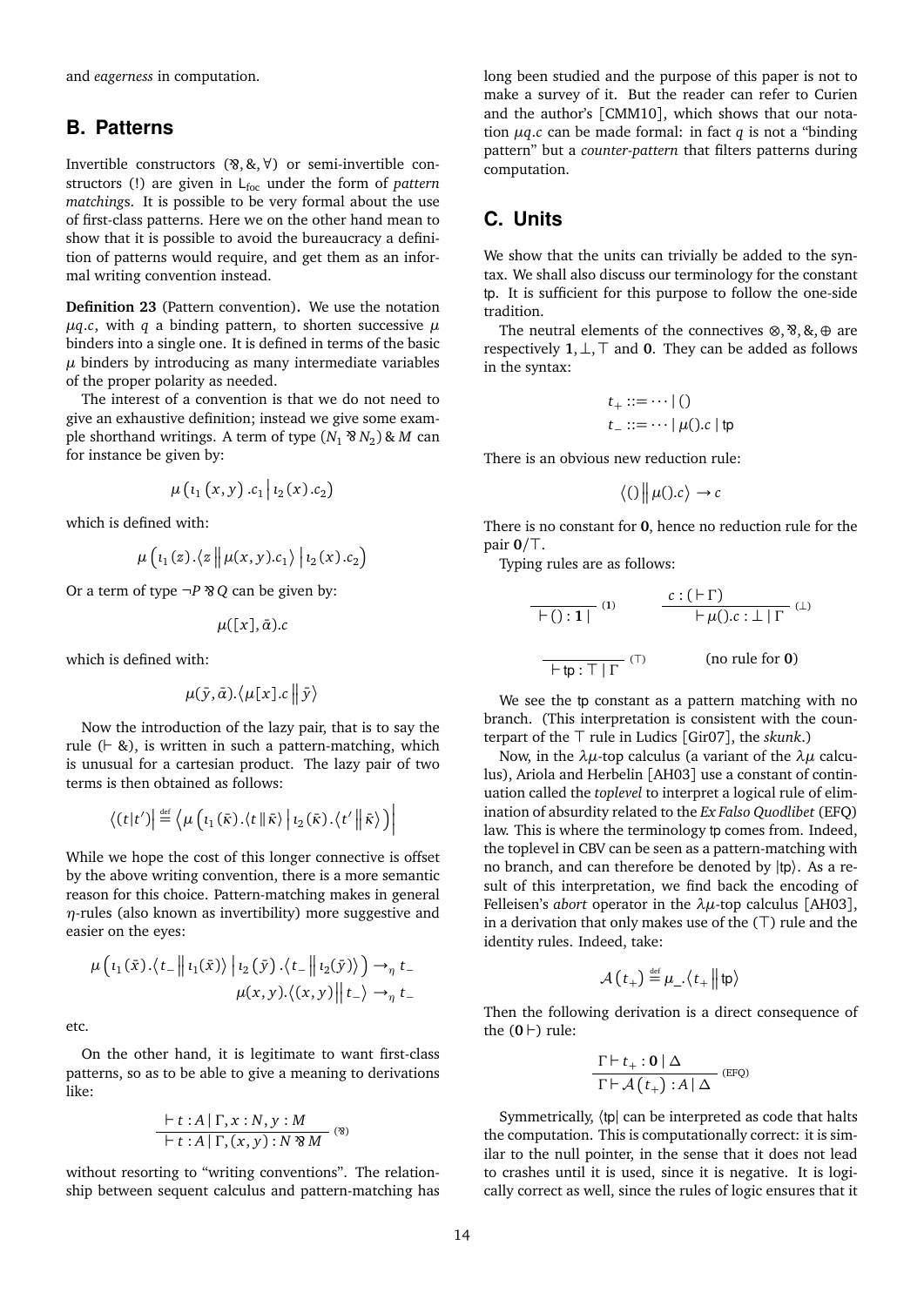and *eagerness* in computation.

## B. Patterns

Invertible constructors ($\parr, \&, \forall$) or semi-invertible constructors (!) are given in $\mathsf{L}_{\text{foc}}$ under the form of *pattern matchings*. It is possible to be very formal about the use of first-class patterns. Here we on the other hand mean to show that it is possible to avoid the bureaucracy a definition of patterns would require, and get them as an informal writing convention instead.

**Definition 23** (Pattern convention)**.** We use the notation $\mu q.c$, with $q$ a binding pattern, to shorten successive $\mu$ binders into a single one. It is defined in terms of the basic $\mu$ binders by introducing as many intermediate variables of the proper polarity as needed.

The interest of a convention is that we do not need to give an exhaustive definition; instead we give some example shorthand writings. A term of type $(N_1 \parr N_2) \& M$ can for instance be given by:

$$\mu\left(\iota_1(x,y).c_1 \,\middle|\, \iota_2(x).c_2\right)$$

which is defined with:

$$\mu\left(\iota_1(z).\langle z \,\|\, \mu(x,y).c_1\rangle \,\middle|\, \iota_2(x).c_2\right)$$

Or a term of type $\neg P \parr Q$ can be given by:

$$\mu([x],\bar{\alpha}).c$$

which is defined with:

$$\mu(\bar{y},\bar{\alpha}).\langle \mu[x].c \,\|\, \bar{y}\rangle$$

Now the introduction of the lazy pair, that is to say the rule ($\vdash \&$), is written in such a pattern-matching, which is unusual for a cartesian product. The lazy pair of two terms is then obtained as follows:

$$\left\langle (t|t')\right| \stackrel{\text{def}}{=} \left\langle \mu\left(\iota_1(\bar{\kappa}).\langle t \,\|\, \bar{\kappa}\rangle \,\middle|\, \iota_2(\bar{\kappa}).\langle t' \,\|\, \bar{\kappa}\rangle\right)\right|$$

While we hope the cost of this longer connective is offset by the above writing convention, there is a more semantic reason for this choice. Pattern-matching makes in general $\eta$-rules (also known as invertibility) more suggestive and easier on the eyes:

$$\mu\left(\iota_1(\bar{x}).\langle t_- \,\|\, \iota_1(\bar{x})\rangle \,\middle|\, \iota_2(\bar{y}).\langle t_- \,\|\, \iota_2(\bar{y})\rangle\right) \to_\eta t_-$$
$$\mu(x,y).\langle (x,y) \,\|\, t_-\rangle \to_\eta t_-$$

etc.

On the other hand, it is legitimate to want first-class patterns, so as to be able to give a meaning to derivations like:

$$\frac{\vdash t : A \mid \Gamma, x : N, y : M}{\vdash t : A \mid \Gamma, (x,y) : N \parr M}\ (\parr)$$

without resorting to "writing conventions". The relationship between sequent calculus and pattern-matching has long been studied and the purpose of this paper is not to make a survey of it. But the reader can refer to Curien and the author's [CMM10], which shows that our notation $\mu q.c$ can be made formal: in fact $q$ is not a "binding pattern" but a *counter-pattern* that filters patterns during computation.

## C. Units

We show that the units can trivially be added to the syntax. We shall also discuss our terminology for the constant $\mathsf{tp}$. It is sufficient for this purpose to follow the one-side tradition.

The neutral elements of the connectives $\otimes, \parr, \&, \oplus$ are respectively $\mathbf{1}, \bot, \top$ and $\mathbf{0}$. They can be added as follows in the syntax:

$$t_+ ::= \cdots \mid ()$$
$$t_- ::= \cdots \mid \mu().c \mid \mathsf{tp}$$

There is an obvious new reduction rule:

$$\langle () \,\|\, \mu().c\rangle \to c$$

There is no constant for $\mathbf{0}$, hence no reduction rule for the pair $\mathbf{0}/\top$.

Typing rules are as follows:

$$\frac{}{\vdash () : \mathbf{1} \mid}\ (\mathbf{1}) \qquad \frac{c : (\vdash \Gamma)}{\vdash \mu().c : \bot \mid \Gamma}\ (\bot)$$

$$\frac{}{\vdash \mathsf{tp} : \top \mid \Gamma}\ (\top) \qquad \text{(no rule for } \mathbf{0}\text{)}$$

We see the $\mathsf{tp}$ constant as a pattern matching with no branch. (This interpretation is consistent with the counterpart of the $\top$ rule in Ludics [Gir07], the *skunk*.)

Now, in the $\lambda\mu$-top calculus (a variant of the $\lambda\mu$ calculus), Ariola and Herbelin [AH03] use a constant of continuation called the *toplevel* to interpret a logical rule of elimination of absurdity related to the *Ex Falso Quodlibet* (EFQ) law. This is where the terminology $\mathsf{tp}$ comes from. Indeed, the toplevel in CBV can be seen as a pattern-matching with no branch, and can therefore be denoted by $|\mathsf{tp}\rangle$. As a result of this interpretation, we find back the encoding of Felleisen's *abort* operator in the $\lambda\mu$-top calculus [AH03], in a derivation that only makes use of the ($\top$) rule and the identity rules. Indeed, take:

$$\mathcal{A}(t_+) \stackrel{\text{def}}{=} \mu\_.\langle t_+ \,\|\, \mathsf{tp}\rangle$$

Then the following derivation is a direct consequence of the ($\mathbf{0} \vdash$) rule:

$$\frac{\Gamma \vdash t_+ : \mathbf{0} \mid \Delta}{\Gamma \vdash \mathcal{A}(t_+) : A \mid \Delta}\ (\text{EFQ})$$

Symmetrically, $\langle\mathsf{tp}|$ can be interpreted as code that halts the computation. This is computationally correct: it is similar to the null pointer, in the sense that it does not lead to crashes until it is used, since it is negative. It is logically correct as well, since the rules of logic ensures that it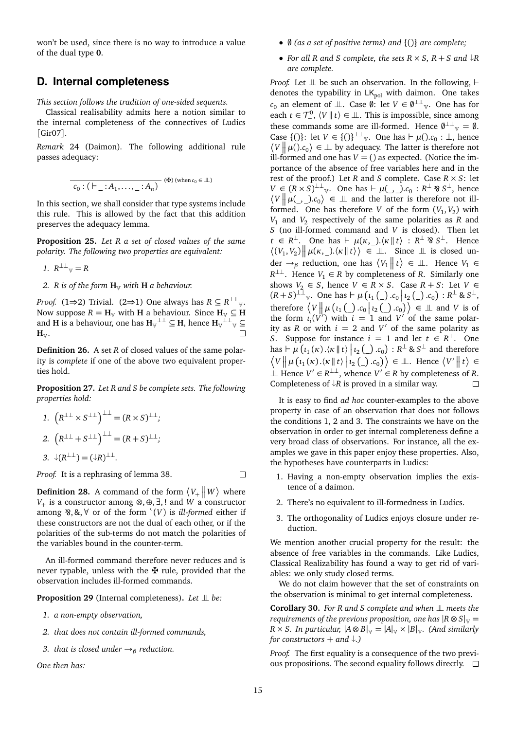won't be used, since there is no way to introduce a value of the dual type **0**.

## D. Internal completeness

*This section follows the tradition of one-sided sequents.*

Classical realisability admits here a notion similar to the internal completeness of the connectives of Ludics [Gir07].

*Remark* 24 (Daimon). The following additional rule passes adequacy:

$$\frac{}{c_0 : (\vdash \_ : A_1, \ldots, \_ : A_n)} \ (\maltese)\ (\text{when } c_0 \in \perp\!\!\!\perp)$$

In this section, we shall consider that type systems include this rule. This is allowed by the fact that this addition preserves the adequacy lemma.

**Proposition 25.** *Let $R$ a set of closed values of the same polarity. The following two properties are equivalent:*

1. $R^{\perp\perp}{}_{\mathbb{V}} = R$
2. *$R$ is of the form $\mathbf{H}_{\mathbb{V}}$ with $\mathbf{H}$ a behaviour.*

*Proof.* (1⇒2) Trivial. (2⇒1) One always has $R \subseteq R^{\perp\perp}{}_{\mathbb{V}}$. Now suppose $R = \mathbf{H}_{\mathbb{V}}$ with $\mathbf{H}$ a behaviour. Since $\mathbf{H}_{\mathbb{V}} \subseteq \mathbf{H}$ and $\mathbf{H}$ is a behaviour, one has $\mathbf{H}_{\mathbb{V}}{}^{\perp\perp} \subseteq \mathbf{H}$, hence $\mathbf{H}_{\mathbb{V}}{}^{\perp\perp}{}_{\mathbb{V}} \subseteq \mathbf{H}_{\mathbb{V}}$. □

**Definition 26.** A set $R$ of closed values of the same polarity is *complete* if one of the above two equivalent properties hold.

**Proposition 27.** *Let $R$ and $S$ be complete sets. The following properties hold:*

1. $\left(R^{\perp\perp} \times S^{\perp\perp}\right)^{\perp\perp} = (R \times S)^{\perp\perp}$;
2. $\left(R^{\perp\perp} + S^{\perp\perp}\right)^{\perp\perp} = (R + S)^{\perp\perp}$;
3. $\downarrow(R^{\perp\perp}) = (\downarrow R)^{\perp\perp}$.

*Proof.* It is a rephrasing of lemma 38. □

**Definition 28.** A command of the form $\left\langle V_+ \middle\| W \right\rangle$ where $V_+$ is a constructor among $\otimes, \oplus, \exists, !$ and $W$ a constructor among $⅋, \&, \forall$ or of the form $`(V)$ is *ill-formed* either if these constructors are not the dual of each other, or if the polarities of the sub-terms do not match the polarities of the variables bound in the counter-term.

An ill-formed command therefore never reduces and is never typable, unless with the $\maltese$ rule, provided that the observation includes ill-formed commands.

**Proposition 29** (Internal completeness)**.** *Let $\perp\!\!\!\perp$ be:*

1. *a non-empty observation,*
2. *that does not contain ill-formed commands,*
3. *that is closed under $\rightarrow_\beta$ reduction.*

*One then has:*

- *$\emptyset$ (as a set of positive terms) and $\{()\}$ are complete;*
- *For all $R$ and $S$ complete, the sets $R \times S$, $R + S$ and $\downarrow R$ are complete.*

*Proof.* Let $\perp\!\!\!\perp$ be such an observation. In the following, $\vdash$ denotes the typability in $\mathsf{LK}_{\text{pol}}$ with daimon. One takes $c_0$ an element of $\perp\!\!\!\perp$. Case $\emptyset$: let $V \in \emptyset^{\perp\perp}{}_{\mathbb{V}}$. One has for each $t \in \mathcal{T}^0_{\_}$, $\langle V \| t \rangle \in \perp\!\!\!\perp$. This is impossible, since among these commands some are ill-formed. Hence $\emptyset^{\perp\perp}{}_{\mathbb{V}} = \emptyset$. Case $\{()\}$: let $V \in \{()\}^{\perp\perp}{}_{\mathbb{V}}$. One has $\vdash \mu().c_0 : \perp$, hence $\left\langle V \middle\| \mu().c_0 \right\rangle \in \perp\!\!\!\perp$ by adequacy. The latter is therefore not ill-formed and one has $V = ()$ as expected. (Notice the importance of the absence of free variables here and in the rest of the proof.) Let $R$ and $S$ complete. Case $R \times S$: let $V \in (R \times S)^{\perp\perp}{}_{\mathbb{V}}$. One has $\vdash \mu(\_,\_).c_0 : R^\perp ⅋ S^\perp$, hence $\left\langle V \middle\| \mu(\_,\_).c_0 \right\rangle \in \perp\!\!\!\perp$ and the latter is therefore not ill-formed. One has therefore $V$ of the form $(V_1, V_2)$ with $V_1$ and $V_2$ respectively of the same polarities as $R$ and $S$ (no ill-formed command and $V$ is closed). Then let $t \in R^\perp$. One has $\vdash \mu(\kappa,\_).\langle \kappa \| t \rangle : R^\perp ⅋ S^\perp$. Hence $\left\langle (V_1, V_2) \middle\| \mu(\kappa,\_).\langle \kappa \| t \rangle \right\rangle \in \perp\!\!\!\perp$. Since $\perp\!\!\!\perp$ is closed under $\rightarrow_\beta$ reduction, one has $\left\langle V_1 \middle\| t \right\rangle \in \perp\!\!\!\perp$. Hence $V_1 \in R^{\perp\perp}$. Hence $V_1 \in R$ by completeness of $R$. Similarly one shows $V_2 \in S$, hence $V \in R \times S$. Case $R + S$: Let $V \in (R+S)^{\perp\perp}{}_{\mathbb{V}}$. One has $\vdash \mu\left(\iota_1(\_).c_0 \middle| \iota_2(\_).c_0\right) : R^\perp \& S^\perp$, therefore $\left\langle V \middle\| \mu\left(\iota_1(\_).c_0 \middle| \iota_2(\_).c_0\right) \right\rangle \in \perp\!\!\!\perp$ and $V$ is of the form $\iota_i(V')$ with $i = 1$ and $V'$ of the same polarity as $R$ or with $i = 2$ and $V'$ of the same polarity as $S$. Suppose for instance $i = 1$ and let $t \in R^\perp$. One has $\vdash \mu\left(\iota_1(\kappa).\langle \kappa \| t \rangle \middle| \iota_2(\_).c_0\right) : R^\perp \& S^\perp$ and therefore $\left\langle V \middle\| \mu\left(\iota_1(\kappa).\langle \kappa \| t \rangle \middle| \iota_2(\_).c_0\right) \right\rangle \in \perp\!\!\!\perp$. Hence $\left\langle V' \middle\| t \right\rangle \in \perp\!\!\!\perp$. Hence $V' \in R^{\perp\perp}$, whence $V' \in R$ by completeness of $R$. Completeness of $\downarrow R$ is proved in a similar way. □

It is easy to find *ad hoc* counter-examples to the above property in case of an observation that does not follows the conditions 1, 2 and 3. The constraints we have on the observation in order to get internal completeness define a very broad class of observations. For instance, all the examples we gave in this paper enjoy these properties. Also, the hypotheses have counterparts in Ludics:

1. Having a non-empty observation implies the existence of a daimon.
2. There's no equivalent to ill-formedness in Ludics.
3. The orthogonality of Ludics enjoys closure under reduction.

We mention another crucial property for the result: the absence of free variables in the commands. Like Ludics, Classical Realizability has found a way to get rid of variables: we only study closed terms.

We do not claim however that the set of constraints on the observation is minimal to get internal completeness.

**Corollary 30.** *For $R$ and $S$ complete and when $\perp\!\!\!\perp$ meets the requirements of the previous proposition, one has $|R \otimes S|_{\mathbb{V}} = R \times S$. In particular, $|A \otimes B|_{\mathbb{V}} = |A|_{\mathbb{V}} \times |B|_{\mathbb{V}}$. (And similarly for constructors $+$ and $\downarrow$.)*

*Proof.* The first equality is a consequence of the two previous propositions. The second equality follows directly. □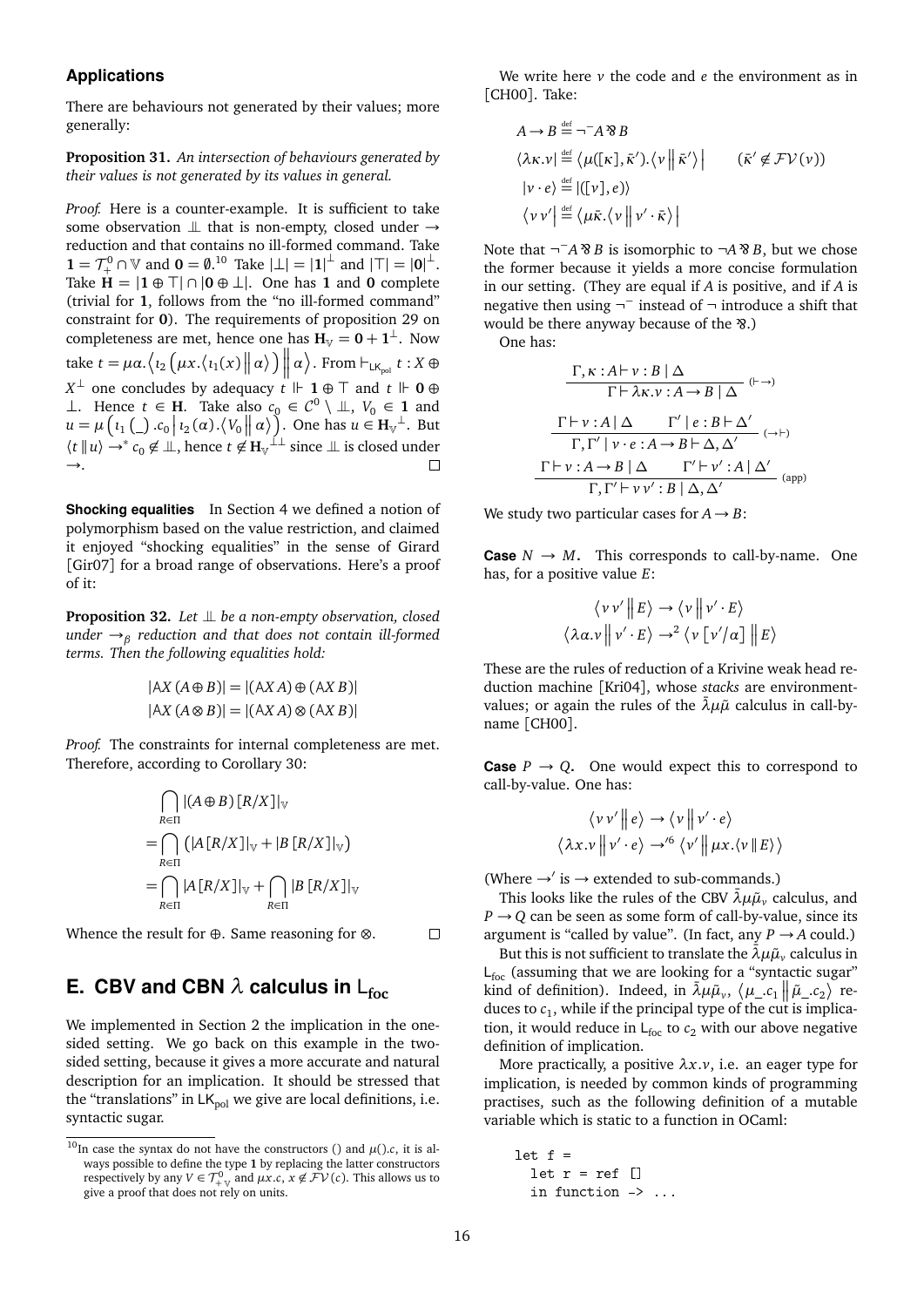### Applications

There are behaviours not generated by their values; more generally:

**Proposition 31.** *An intersection of behaviours generated by their values is not generated by its values in general.*

*Proof.* Here is a counter-example. It is sufficient to take some observation $\perp\!\!\!\perp$ that is non-empty, closed under $\rightarrow$ reduction and that contains no ill-formed command. Take $\mathbf{1} = \mathcal{T}^0_+ \cap \mathbb{V}$ and $\mathbf{0} = \emptyset$.[10] Take $|\bot| = |\mathbf{1}|^\perp$ and $|\top| = |\mathbf{0}|^\perp$. Take $\mathbf{H} = |\mathbf{1} \oplus \top| \cap |\mathbf{0} \oplus \bot|$. One has $\mathbf{1}$ and $\mathbf{0}$ complete (trivial for $\mathbf{1}$, follows from the "no ill-formed command" constraint for $\mathbf{0}$). The requirements of proposition 29 on completeness are met, hence one has $\mathbf{H}_\mathbb{V} = \mathbf{0} + \mathbf{1}^\perp$. Now take $t = \mu\alpha.\left\langle \iota_2 \left(\mu x.\left\langle \iota_1(x) \middle\| \alpha \right\rangle \right) \middle\| \alpha \right\rangle$. From $\vdash_{\mathsf{LK_{pol}}} t : X \oplus X^\perp$ one concludes by adequacy $t \Vdash \mathbf{1} \oplus \top$ and $t \Vdash \mathbf{0} \oplus \bot$. Hence $t \in \mathbf{H}$. Take also $c_0 \in \mathcal{C}^0 \setminus \perp\!\!\!\perp$, $V_0 \in \mathbf{1}$ and $u = \mu\left(\iota_1\left(\_\right).c_0 \middle| \iota_2(\alpha).\left\langle V_0 \middle\| \alpha \right\rangle\right)$. One has $u \in \mathbf{H}_\mathbb{V}{}^\perp$. But $\langle t \| u \rangle \rightarrow^* c_0 \notin \perp\!\!\!\perp$, hence $t \notin \mathbf{H}_\mathbb{V}{}^{\perp\perp}$ since $\perp\!\!\!\perp$ is closed under $\rightarrow$. ◻

**Shocking equalities** In Section 4 we defined a notion of polymorphism based on the value restriction, and claimed it enjoyed "shocking equalities" in the sense of Girard [Gir07] for a broad range of observations. Here's a proof of it:

**Proposition 32.** *Let $\perp\!\!\!\perp$ be a non-empty observation, closed under $\rightarrow_\beta$ reduction and that does not contain ill-formed terms. Then the following equalities hold:*

$$|\mathsf{A}X\,(A \oplus B)| = |(\mathsf{A}X\,A) \oplus (\mathsf{A}X\,B)|$$
$$|\mathsf{A}X\,(A \otimes B)| = |(\mathsf{A}X\,A) \otimes (\mathsf{A}X\,B)|$$

*Proof.* The constraints for internal completeness are met. Therefore, according to Corollary 30:

$$\begin{aligned}
&\bigcap_{R \in \Pi} |(A \oplus B)\,[R/X]|_\mathbb{V} \\
=&\bigcap_{R \in \Pi} \left(|A\,[R/X]|_\mathbb{V} + |B\,[R/X]|_\mathbb{V}\right) \\
=&\bigcap_{R \in \Pi} |A\,[R/X]|_\mathbb{V} + \bigcap_{R \in \Pi} |B\,[R/X]|_\mathbb{V}
\end{aligned}$$

Whence the result for $\oplus$. Same reasoning for $\otimes$. ◻

## E. CBV and CBN $\lambda$ calculus in $\mathsf{L_{foc}}$

We implemented in Section 2 the implication in the one-sided setting. We go back on this example in the two-sided setting, because it gives a more accurate and natural description for an implication. It should be stressed that the "translations" in $\mathsf{LK_{pol}}$ we give are local definitions, i.e. syntactic sugar.

[10] In case the syntax do not have the constructors () and $\mu().c$, it is always possible to define the type $\mathbf{1}$ by replacing the latter constructors respectively by any $V \in \mathcal{T}^0_{+\mathbb{V}}$ and $\mu x.c$, $x \notin \mathcal{FV}(c)$. This allows us to give a proof that does not rely on units.

We write here $v$ the code and $e$ the environment as in [CH00]. Take:

$$\begin{aligned}
&A \rightarrow B \stackrel{\text{def}}{=} \neg^- A \mathbin{⅋} B \\
&\langle \lambda\kappa.v| \stackrel{\text{def}}{=} \left\langle \mu([\kappa], \bar\kappa').\left\langle v \middle\| \bar\kappa' \right\rangle \right| \qquad (\bar\kappa' \notin \mathcal{FV}(v)) \\
&|v \cdot e\rangle \stackrel{\text{def}}{=} |([v], e)\rangle \\
&\left\langle v\,v' \right| \stackrel{\text{def}}{=} \left\langle \mu\bar\kappa.\left\langle v \middle\| v' \cdot \bar\kappa \right\rangle \right|
\end{aligned}$$

Note that $\neg^- A \mathbin{⅋} B$ is isomorphic to $\neg A \mathbin{⅋} B$, but we chose the former because it yields a more concise formulation in our setting. (They are equal if $A$ is positive, and if $A$ is negative then using $\neg^-$ instead of $\neg$ introduce a shift that would be there anyway because of the $⅋$.)

One has:

$$\frac{\Gamma, \kappa : A \vdash v : B \mid \Delta}{\Gamma \vdash \lambda\kappa.v : A \rightarrow B \mid \Delta}\ (\vdash\rightarrow)$$

$$\frac{\Gamma \vdash v : A \mid \Delta \qquad \Gamma' \mid e : B \vdash \Delta'}{\Gamma, \Gamma' \mid v \cdot e : A \rightarrow B \vdash \Delta, \Delta'}\ (\rightarrow\vdash)$$

$$\frac{\Gamma \vdash v : A \rightarrow B \mid \Delta \qquad \Gamma' \vdash v' : A \mid \Delta'}{\Gamma, \Gamma' \vdash v\,v' : B \mid \Delta, \Delta'}\ (\text{app})$$

We study two particular cases for $A \rightarrow B$:

**Case $N \rightarrow M$.** This corresponds to call-by-name. One has, for a positive value $E$:

$$\left\langle v\,v' \middle\| E \right\rangle \rightarrow \left\langle v \middle\| v' \cdot E \right\rangle$$
$$\left\langle \lambda\alpha.v \middle\| v' \cdot E \right\rangle \rightarrow^2 \left\langle v\left[v'/\alpha\right] \middle\| E \right\rangle$$

These are the rules of reduction of a Krivine weak head reduction machine [Kri04], whose *stacks* are environment-values; or again the rules of the $\bar\lambda\mu\tilde\mu$ calculus in call-by-name [CH00].

**Case $P \rightarrow Q$.** One would expect this to correspond to call-by-value. One has:

$$\left\langle v\,v' \middle\| e \right\rangle \rightarrow \left\langle v \middle\| v' \cdot e \right\rangle$$
$$\left\langle \lambda x.v \middle\| v' \cdot e \right\rangle \rightarrow'^6 \left\langle v' \middle\| \mu x.\langle v \| E \rangle \right\rangle$$

(Where $\rightarrow'$ is $\rightarrow$ extended to sub-commands.)

This looks like the rules of the CBV $\bar\lambda\mu\tilde\mu_v$ calculus, and $P \rightarrow Q$ can be seen as some form of call-by-value, since its argument is "called by value". (In fact, any $P \rightarrow A$ could.)

But this is not sufficient to translate the $\bar\lambda\mu\tilde\mu_v$ calculus in $\mathsf{L_{foc}}$ (assuming that we are looking for a "syntactic sugar" kind of definition). Indeed, in $\bar\lambda\mu\tilde\mu_v$, $\left\langle \mu\_.c_1 \middle\| \tilde\mu\_.c_2 \right\rangle$ reduces to $c_1$, while if the principal type of the cut is implication, it would reduce in $\mathsf{L_{foc}}$ to $c_2$ with our above negative definition of implication.

More practically, a positive $\lambda x.v$, i.e. an eager type for implication, is needed by common kinds of programming practises, such as the following definition of a mutable variable which is static to a function in OCaml:

```
let f =
  let r = ref []
  in function -> ...
```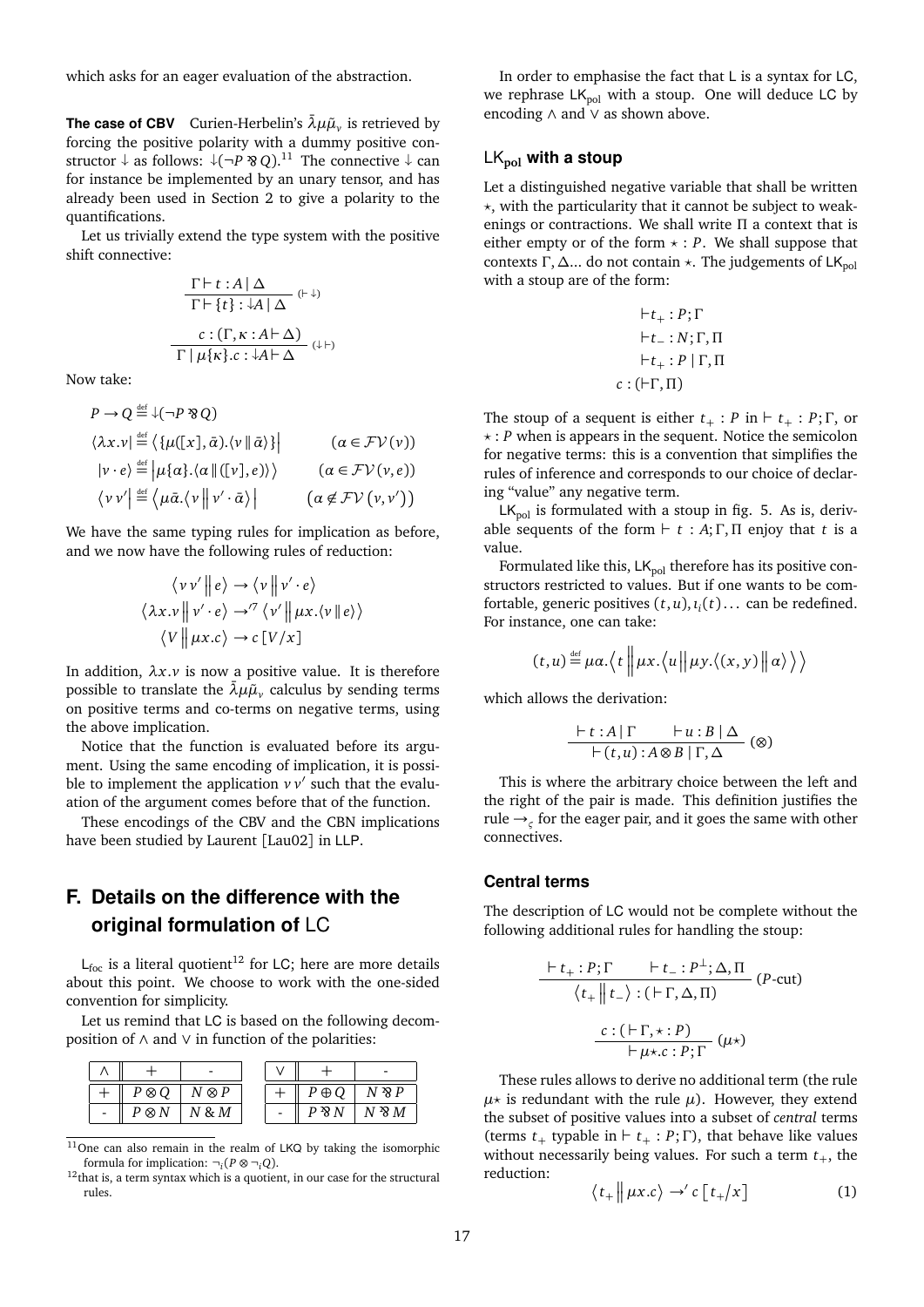which asks for an eager evaluation of the abstraction.

**The case of CBV** Curien-Herbelin's $\bar{\lambda}\mu\tilde{\mu}_v$ is retrieved by forcing the positive polarity with a dummy positive constructor $\downarrow$ as follows: $\downarrow(\neg P \parr Q)$.[11] The connective $\downarrow$ can for instance be implemented by an unary tensor, and has already been used in Section 2 to give a polarity to the quantifications.

Let us trivially extend the type system with the positive shift connective:

$$\frac{\Gamma \vdash t : A \mid \Delta}{\Gamma \vdash \{t\} : \downarrow A \mid \Delta}\ (\vdash \downarrow)$$

$$\frac{c : (\Gamma, \kappa : A \vdash \Delta)}{\Gamma \mid \mu\{\kappa\}.c : \downarrow A \vdash \Delta}\ (\downarrow \vdash)$$

Now take:

$$P \to Q \stackrel{\text{def}}{=} \downarrow(\neg P \parr Q)$$

$$\langle \lambda x.v| \stackrel{\text{def}}{=} \left\langle \{\mu([x], \bar{\alpha}).\langle v \,\|\, \bar{\alpha}\rangle\}\right| \qquad (\alpha \in \mathcal{FV}(v))$$

$$|v \cdot e\rangle \stackrel{\text{def}}{=} \left|\mu\{\alpha\}.\langle \alpha \,\|\, ([v], e)\rangle\right\rangle \qquad (\alpha \in \mathcal{FV}(v, e))$$

$$\left\langle v\, v'\right| \stackrel{\text{def}}{=} \left\langle \mu\bar{\alpha}.\left\langle v \,\middle\|\, v' \cdot \bar{\alpha}\right\rangle \right| \qquad \left(\alpha \notin \mathcal{FV}\left(v, v'\right)\right)$$

We have the same typing rules for implication as before, and we now have the following rules of reduction:

$$\left\langle v\, v' \,\middle\|\, e\right\rangle \to \left\langle v \,\middle\|\, v' \cdot e\right\rangle$$

$$\left\langle \lambda x.v \,\middle\|\, v' \cdot e\right\rangle \to'^{7} \left\langle v' \,\middle\|\, \mu x.\langle v \,\|\, e\rangle\right\rangle$$

$$\left\langle V \,\middle\|\, \mu x.c\right\rangle \to c\,[V/x]$$

In addition, $\lambda x.v$ is now a positive value. It is therefore possible to translate the $\bar{\lambda}\mu\tilde{\mu}_v$ calculus by sending terms on positive terms and co-terms on negative terms, using the above implication.

Notice that the function is evaluated before its argument. Using the same encoding of implication, it is possible to implement the application $v\,v'$ such that the evaluation of the argument comes before that of the function.

These encodings of the CBV and the CBN implications have been studied by Laurent [Lau02] in LLP.

# F. Details on the difference with the original formulation of LC

$\mathsf{L}_{\text{foc}}$ is a literal quotient[12] for LC; here are more details about this point. We choose to work with the one-sided convention for simplicity.

Let us remind that LC is based on the following decomposition of $\wedge$ and $\vee$ in function of the polarities:

| $\wedge$ | $+$ | - |
|---|---|---|
| $+$ | $P \otimes Q$ | $N \otimes P$ |
| - | $P \otimes N$ | $N \,\&\, M$ |

| $\vee$ | $+$ | - |
|---|---|---|
| $+$ | $P \oplus Q$ | $N \parr P$ |
| - | $P \parr N$ | $N \parr M$ |

[11] One can also remain in the realm of LKQ by taking the isomorphic formula for implication: $\neg_i(P \otimes \neg_i Q)$.

[12] that is, a term syntax which is a quotient, in our case for the structural rules.

In order to emphasise the fact that L is a syntax for LC, we rephrase $\mathsf{LK}_{\text{pol}}$ with a stoup. One will deduce LC by encoding $\wedge$ and $\vee$ as shown above.

### $\mathsf{LK}_{\text{pol}}$ with a stoup

Let a distinguished negative variable that shall be written $\star$, with the particularity that it cannot be subject to weakenings or contractions. We shall write $\Pi$ a context that is either empty or of the form $\star : P$. We shall suppose that contexts $\Gamma, \Delta$... do not contain $\star$. The judgements of $\mathsf{LK}_{\text{pol}}$ with a stoup are of the form:

$$\vdash t_+ : P; \Gamma$$
$$\vdash t_- : N; \Gamma, \Pi$$
$$\vdash t_+ : P \mid \Gamma, \Pi$$
$$c : (\vdash \Gamma, \Pi)$$

The stoup of a sequent is either $t_+ : P$ in $\vdash t_+ : P; \Gamma$, or $\star : P$ when is appears in the sequent. Notice the semicolon for negative terms: this is a convention that simplifies the rules of inference and corresponds to our choice of declaring "value" any negative term.

$\mathsf{LK}_{\text{pol}}$ is formulated with a stoup in fig. 5. As is, derivable sequents of the form $\vdash t : A; \Gamma, \Pi$ enjoy that $t$ is a value.

Formulated like this, $\mathsf{LK}_{\text{pol}}$ therefore has its positive constructors restricted to values. But if one wants to be comfortable, generic positives $(t, u), \iota_i(t)\ldots$ can be redefined. For instance, one can take:

$$(t, u) \stackrel{\text{def}}{=} \mu\alpha.\left\langle t \,\middle\|\, \mu x.\left\langle u \,\middle\|\, \mu y.\left\langle (x, y) \,\middle\|\, \alpha\right\rangle\right\rangle\right\rangle$$

which allows the derivation:

$$\frac{\vdash t : A \mid \Gamma \qquad \vdash u : B \mid \Delta}{\vdash (t, u) : A \otimes B \mid \Gamma, \Delta}\ (\otimes)$$

This is where the arbitrary choice between the left and the right of the pair is made. This definition justifies the rule $\to_\varsigma$ for the eager pair, and it goes the same with other connectives.

### Central terms

The description of LC would not be complete without the following additional rules for handling the stoup:

$$\frac{\vdash t_+ : P; \Gamma \qquad \vdash t_- : P^\perp; \Delta, \Pi}{\left\langle t_+ \,\middle\|\, t_-\right\rangle : (\vdash \Gamma, \Delta, \Pi)}\ (P\text{-cut})$$

$$\frac{c : (\vdash \Gamma, \star : P)}{\vdash \mu\star.c : P; \Gamma}\ (\mu\star)$$

These rules allows to derive no additional term (the rule $\mu\star$ is redundant with the rule $\mu$). However, they extend the subset of positive values into a subset of *central* terms (terms $t_+$ typable in $\vdash t_+ : P; \Gamma$), that behave like values without necessarily being values. For such a term $t_+$, the reduction:

$$\left\langle t_+ \,\middle\|\, \mu x.c\right\rangle \to' c\left[t_+/x\right] \qquad (1)$$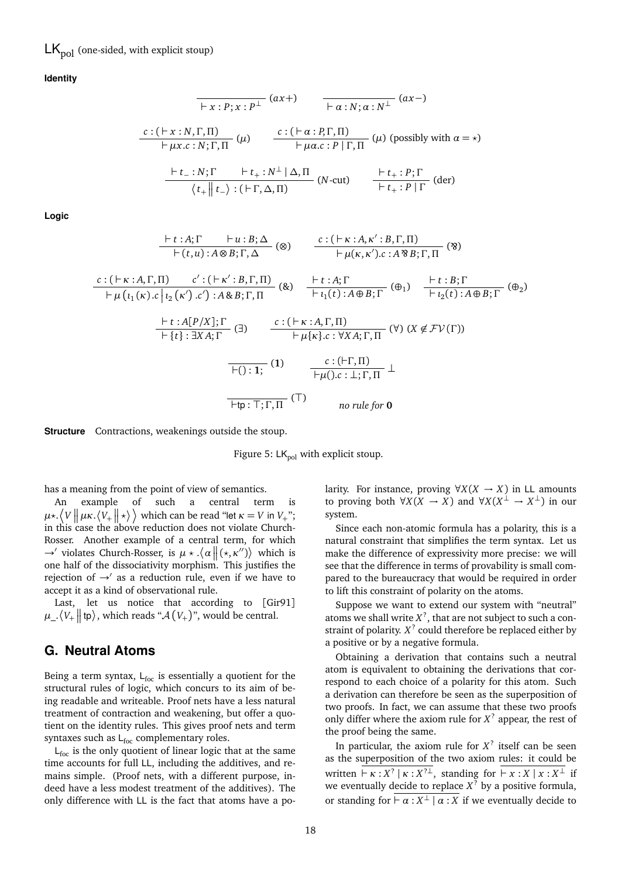$\mathsf{LK_{pol}}$ (one-sided, with explicit stoup)

**Identity**

$$\frac{}{\vdash x : P ; x : P^\perp}\ (ax+) \qquad \frac{}{\vdash \alpha : N ; \alpha : N^\perp}\ (ax-)$$

$$\frac{c : (\vdash x : N, \Gamma, \Pi)}{\vdash \mu x.c : N ; \Gamma, \Pi}\ (\mu) \qquad \frac{c : (\vdash \alpha : P, \Gamma, \Pi)}{\vdash \mu\alpha.c : P \mid \Gamma, \Pi}\ (\mu)\ \text{(possibly with } \alpha = \star\text{)}$$

$$\frac{\vdash t_- : N ; \Gamma \qquad \vdash t_+ : N^\perp \mid \Delta, \Pi}{\langle t_+ \| t_- \rangle : (\vdash \Gamma, \Delta, \Pi)}\ (N\text{-cut}) \qquad \frac{\vdash t_+ : P ; \Gamma}{\vdash t_+ : P \mid \Gamma}\ (\text{der})$$

**Logic**

$$\frac{\vdash t : A ; \Gamma \qquad \vdash u : B ; \Delta}{\vdash (t,u) : A \otimes B ; \Gamma, \Delta}\ (\otimes) \qquad \frac{c : (\vdash \kappa : A, \kappa' : B, \Gamma, \Pi)}{\vdash \mu(\kappa,\kappa').c : A \mathbin{⅋} B ; \Gamma, \Pi}\ (⅋)$$

$$\frac{c : (\vdash \kappa : A, \Gamma, \Pi) \qquad c' : (\vdash \kappa' : B, \Gamma, \Pi)}{\vdash \mu\left(\iota_1(\kappa).c \mid \iota_2(\kappa').c'\right) : A \,\&\, B ; \Gamma, \Pi}\ (\&) \qquad \frac{\vdash t : A ; \Gamma}{\vdash \iota_1(t) : A \oplus B ; \Gamma}\ (\oplus_1) \qquad \frac{\vdash t : B ; \Gamma}{\vdash \iota_2(t) : A \oplus B ; \Gamma}\ (\oplus_2)$$

$$\frac{\vdash t : A[P/X] ; \Gamma}{\vdash \{t\} : \exists X A ; \Gamma}\ (\exists) \qquad \frac{c : (\vdash \kappa : A, \Gamma, \Pi)}{\vdash \mu\{\kappa\}.c : \forall X A ; \Gamma, \Pi}\ (\forall)\ (X \notin \mathcal{FV}(\Gamma))$$

$$\frac{}{\vdash () : \mathbf{1} ;}\ (\mathbf{1}) \qquad \frac{c : (\vdash \Gamma, \Pi)}{\vdash \mu().c : \perp ; \Gamma, \Pi}\ \perp$$

$$\frac{}{\vdash \mathsf{tp} : \top ; \Gamma, \Pi}\ (\top) \qquad \textit{no rule for } \mathbf{0}$$

**Structure** Contractions, weakenings outside the stoup.

Figure 5: $\mathsf{LK_{pol}}$ with explicit stoup.

has a meaning from the point of view of semantics.

An example of such a central term is $\mu\star.\left\langle V \,\middle\|\, \mu\kappa.\langle V_+ \| \star\rangle \right\rangle$ which can be read "let $\kappa = V$ in $V_+$"; in this case the above reduction does not violate Church-Rosser. Another example of a central term, for which $\to'$ violates Church-Rosser, is $\mu\star.\langle \alpha \| (\star, \kappa'')\rangle$ which is one half of the dissociativity morphism. This justifies the rejection of $\to'$ as a reduction rule, even if we have to accept it as a kind of observational rule.

Last, let us notice that according to [Gir91] $\mu\_.\langle V_+ \| \mathsf{tp}\rangle$, which reads "$\mathcal{A}(V_+)$", would be central.

## G. Neutral Atoms

Being a term syntax, $\mathsf{L_{foc}}$ is essentially a quotient for the structural rules of logic, which concurs to its aim of being readable and writeable. Proof nets have a less natural treatment of contraction and weakening, but offer a quotient on the identity rules. This gives proof nets and term syntaxes such as $\mathsf{L_{foc}}$ complementary roles.

$\mathsf{L_{foc}}$ is the only quotient of linear logic that at the same time accounts for full LL, including the additives, and remains simple. (Proof nets, with a different purpose, indeed have a less modest treatment of the additives). The only difference with LL is the fact that atoms have a polarity. For instance, proving $\forall X(X \multimap X)$ in LL amounts to proving both $\forall X(X \multimap X)$ and $\forall X(X^\perp \multimap X^\perp)$ in our system.

Since each non-atomic formula has a polarity, this is a natural constraint that simplifies the term syntax. Let us make the difference of expressivity more precise: we will see that the difference in terms of provability is small compared to the bureaucracy that would be required in order to lift this constraint of polarity on the atoms.

Suppose we want to extend our system with "neutral" atoms we shall write $X^?$, that are not subject to such a constraint of polarity. $X^?$ could therefore be replaced either by a positive or by a negative formula.

Obtaining a derivation that contains such a neutral atom is equivalent to obtaining the derivations that correspond to each choice of a polarity for this atom. Such a derivation can therefore be seen as the superposition of two proofs. In fact, we can assume that these two proofs only differ where the axiom rule for $X^?$ appear, the rest of the proof being the same.

In particular, the axiom rule for $X^?$ itself can be seen as the superposition of the two axiom rules: it could be written $\overline{\vdash \kappa : X^? \mid \kappa : X^{?\perp}}$, standing for $\overline{\vdash x : X \mid x : X^\perp}$ if we eventually decide to replace $X^?$ by a positive formula, or standing for $\overline{\vdash \alpha : X^\perp \mid \alpha : X}$ if we eventually decide to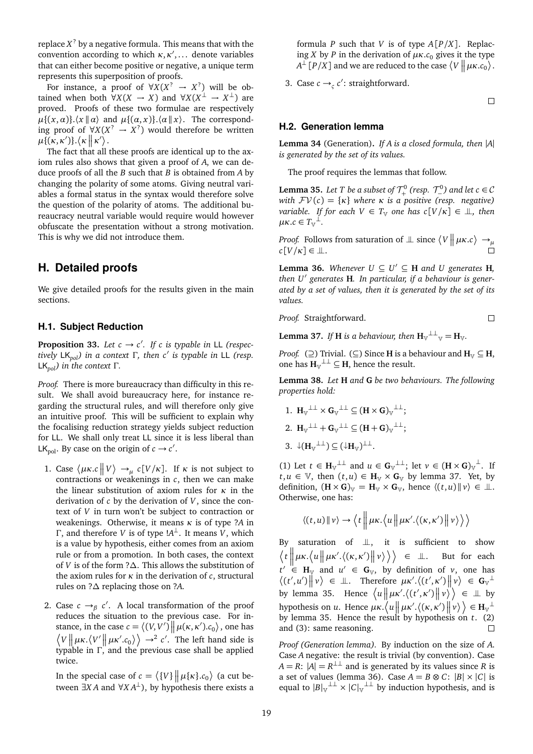replace $X^?$ by a negative formula. This means that with the convention according to which $\kappa, \kappa', \dots$ denote variables that can either become positive or negative, a unique term represents this superposition of proofs.

For instance, a proof of $\forall X(X^? \to X^?)$ will be obtained when both $\forall X(X \to X)$ and $\forall X(X^\perp \to X^\perp)$ are proved. Proofs of these two formulae are respectively $\mu\{(x,\alpha)\}.\langle x \,\|\, \alpha\rangle$ and $\mu\{(\alpha,x)\}.\langle \alpha \,\|\, x\rangle$. The corresponding proof of $\forall X(X^? \to X^?)$ would therefore be written $\mu\{(\kappa,\kappa')\}.\langle \kappa \,\|\, \kappa'\rangle$.

The fact that all these proofs are identical up to the axiom rules also shows that given a proof of $A$, we can deduce proofs of all the $B$ such that $B$ is obtained from $A$ by changing the polarity of some atoms. Giving neutral variables a formal status in the syntax would therefore solve the question of the polarity of atoms. The additional bureaucracy neutral variable would require would however obfuscate the presentation without a strong motivation. This is why we did not introduce them.

## H. Detailed proofs

We give detailed proofs for the results given in the main sections.

### H.1. Subject Reduction

**Proposition 33.** *Let $c \to c'$. If $c$ is typable in* LL *(respectively* $\mathsf{LK}_{pol}$*) in a context $\Gamma$, then $c'$ is typable in* LL *(resp.* $\mathsf{LK}_{pol}$*) in the context $\Gamma$.*

*Proof.* There is more bureaucracy than difficulty in this result. We shall avoid bureaucracy here, for instance regarding the structural rules, and will therefore only give an intuitive proof. This will be sufficient to explain why the focalising reduction strategy yields subject reduction for LL. We shall only treat LL since it is less liberal than $\mathsf{LK}_{\text{pol}}$. By case on the origin of $c \to c'$.

1. Case $\langle \mu\kappa.c \,\|\, V\rangle \to_\mu c[V/\kappa]$. If $\kappa$ is not subject to contractions or weakenings in $c$, then we can make the linear substitution of axiom rules for $\kappa$ in the derivation of $c$ by the derivation of $V$, since the context of $V$ in turn won't be subject to contraction or weakenings. Otherwise, it means $\kappa$ is of type $?A$ in $\Gamma$, and therefore $V$ is of type $!A^\perp$. It means $V$, which is a value by hypothesis, either comes from an axiom rule or from a promotion. In both cases, the context of $V$ is of the form $?\Delta$. This allows the substitution of the axiom rules for $\kappa$ in the derivation of $c$, structural rules on $?\Delta$ replacing those on $?A$.

2. Case $c \to_\beta c'$. A local transformation of the proof reduces the situation to the previous case. For instance, in the case $c = \langle (V,V') \,\|\, \mu(\kappa,\kappa').c_0\rangle$, one has $\langle V \,\|\, \mu\kappa.\langle V' \,\|\, \mu\kappa'.c_0\rangle\rangle \to^2 c'$. The left hand side is typable in $\Gamma$, and the previous case shall be applied twice.

   In the special case of $c = \langle \{V\} \,\|\, \mu\{\kappa\}.c_0\rangle$ (a cut between $\exists X A$ and $\forall X A^\perp$), by hypothesis there exists a formula $P$ such that $V$ is of type $A[P/X]$. Replacing $X$ by $P$ in the derivation of $\mu\kappa.c_0$ gives it the type $A^\perp[P/X]$ and we are reduced to the case $\langle V \,\|\, \mu\kappa.c_0\rangle$.

3. Case $c \to_\varsigma c'$: straightforward.

∎

### H.2. Generation lemma

**Lemma 34** (Generation)**.** *If $A$ is a closed formula, then $|A|$ is generated by the set of its values.*

The proof requires the lemmas that follow.

**Lemma 35.** *Let $T$ be a subset of $\mathcal{T}_+^0$ (resp. $\mathcal{T}_-^0$) and let $c \in \mathcal{C}$ with $\mathcal{FV}(c) = \{\kappa\}$ where $\kappa$ is a positive (resp. negative) variable. If for each $V \in T_{\mathbb{V}}$ one has $c[V/\kappa] \in \perp\!\!\!\perp$, then $\mu\kappa.c \in {T_{\mathbb{V}}}^\perp$.*

*Proof.* Follows from saturation of $\perp\!\!\!\perp$ since $\langle V \,\|\, \mu\kappa.c\rangle \to_\mu c[V/\kappa] \in \perp\!\!\!\perp$. ∎

**Lemma 36.** *Whenever $U \subseteq U' \subseteq \mathbf{H}$ and $U$ generates $\mathbf{H}$, then $U'$ generates $\mathbf{H}$. In particular, if a behaviour is generated by a set of values, then it is generated by the set of its values.*

*Proof.* Straightforward. ∎

**Lemma 37.** *If $\mathbf{H}$ is a behaviour, then ${\mathbf{H}_{\mathbb{V}}}^{\perp\perp}{}_{\mathbb{V}} = \mathbf{H}_{\mathbb{V}}$.*

*Proof.* ($\supseteq$) Trivial. ($\subseteq$) Since $\mathbf{H}$ is a behaviour and $\mathbf{H}_{\mathbb{V}} \subseteq \mathbf{H}$, one has ${\mathbf{H}_{\mathbb{V}}}^{\perp\perp} \subseteq \mathbf{H}$, hence the result.

**Lemma 38.** *Let $\mathbf{H}$ and $\mathbf{G}$ be two behaviours. The following properties hold:*

1. ${\mathbf{H}_{\mathbb{V}}}^{\perp\perp} \times {\mathbf{G}_{\mathbb{V}}}^{\perp\perp} \subseteq {(\mathbf{H} \times \mathbf{G})_{\mathbb{V}}}^{\perp\perp}$;
2. ${\mathbf{H}_{\mathbb{V}}}^{\perp\perp} + {\mathbf{G}_{\mathbb{V}}}^{\perp\perp} \subseteq {(\mathbf{H} + \mathbf{G})_{\mathbb{V}}}^{\perp\perp}$;
3. ${\downarrow}({\mathbf{H}_{\mathbb{V}}}^{\perp\perp}) \subseteq ({\downarrow}\mathbf{H}_{\mathbb{V}})^{\perp\perp}$.

(1) Let $t \in {\mathbf{H}_{\mathbb{V}}}^{\perp\perp}$ and $u \in {\mathbf{G}_{\mathbb{V}}}^{\perp\perp}$; let $v \in {(\mathbf{H} \times \mathbf{G})_{\mathbb{V}}}^\perp$. If $t, u \in \mathbb{V}$, then $(t,u) \in \mathbf{H}_{\mathbb{V}} \times \mathbf{G}_{\mathbb{V}}$ by lemma 37. Yet, by definition, $(\mathbf{H} \times \mathbf{G})_{\mathbb{V}} = \mathbf{H}_{\mathbb{V}} \times \mathbf{G}_{\mathbb{V}}$, hence $\langle (t,u) \,\|\, v\rangle \in \perp\!\!\!\perp$. Otherwise, one has:

$$\langle (t,u) \,\|\, v\rangle \to \left\langle t \,\middle\|\, \mu\kappa.\left\langle u \,\middle\|\, \mu\kappa'.\langle (\kappa,\kappa') \,\|\, v\rangle\right\rangle\right\rangle$$

By saturation of $\perp\!\!\!\perp$, it is sufficient to show $\left\langle t \,\middle\|\, \mu\kappa.\left\langle u \,\middle\|\, \mu\kappa'.\langle (\kappa,\kappa') \,\|\, v\rangle\right\rangle\right\rangle \in \perp\!\!\!\perp$. But for each $t' \in \mathbf{H}_{\mathbb{V}}$ and $u' \in \mathbf{G}_{\mathbb{V}}$, by definition of $v$, one has $\langle (t',u') \,\|\, v\rangle \in \perp\!\!\!\perp$. Therefore $\mu\kappa'.\langle (t',\kappa') \,\|\, v\rangle \in {\mathbf{G}_{\mathbb{V}}}^\perp$ by lemma 35. Hence $\left\langle u \,\middle\|\, \mu\kappa'.\langle (t',\kappa') \,\|\, v\rangle\right\rangle \in \perp\!\!\!\perp$ by hypothesis on $u$. Hence $\mu\kappa.\left\langle u \,\middle\|\, \mu\kappa'.\langle (\kappa,\kappa') \,\|\, v\rangle\right\rangle \in {\mathbf{H}_{\mathbb{V}}}^\perp$ by lemma 35. Hence the result by hypothesis on $t$. (2) and (3): same reasoning. ∎

*Proof (Generation lemma).* By induction on the size of $A$. Case $A$ negative: the result is trivial (by convention). Case $A = R$: $|A| = R^{\perp\perp}$ and is generated by its values since $R$ is a set of values (lemma 36). Case $A = B \otimes C$: $|B| \times |C|$ is equal to ${|B|_{\mathbb{V}}}^{\perp\perp} \times {|C|_{\mathbb{V}}}^{\perp\perp}$ by induction hypothesis, and is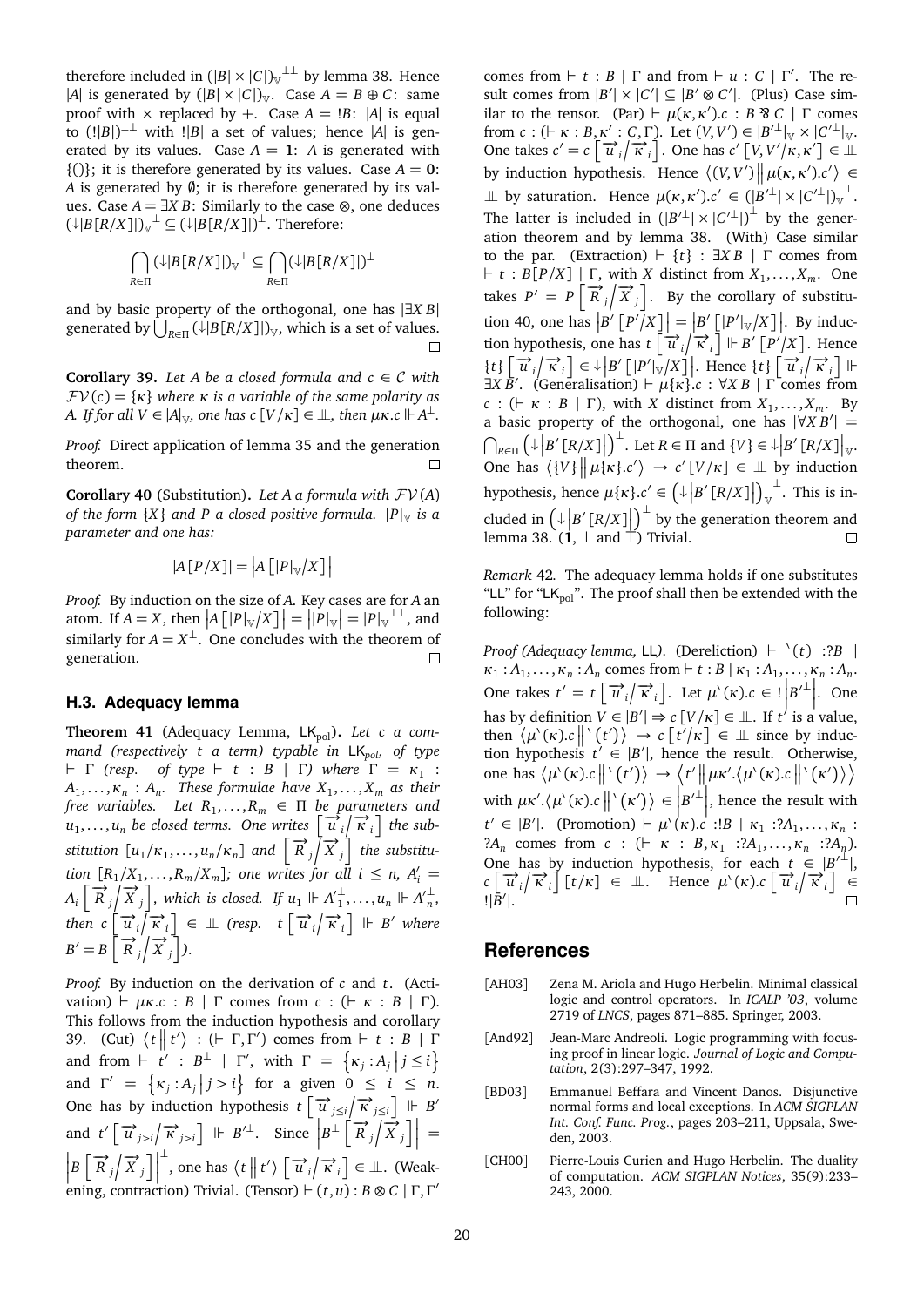therefore included in $(|B| \times |C|)_{\mathbb{V}}{}^{\perp\perp}$ by lemma 38. Hence $|A|$ is generated by $(|B| \times |C|)_{\mathbb{V}}$. Case $A = B \oplus C$: same proof with $\times$ replaced by $+$. Case $A = !B$: $|A|$ is equal to $(!|B|)^{\perp\perp}$ with $!|B|$ a set of values; hence $|A|$ is generated by its values. Case $A = \mathbf{1}$: $A$ is generated with $\{()\}$; it is therefore generated by its values. Case $A = \mathbf{0}$: $A$ is generated by $\emptyset$; it is therefore generated by its values. Case $A = \exists X\, B$: Similarly to the case $\otimes$, one deduces $(\downarrow|B[R/X]|)_{\mathbb{V}}{}^{\perp} \subseteq (\downarrow|B[R/X]|)^{\perp}$. Therefore:

$$\bigcap_{R\in\Pi} (\downarrow|B[R/X]|)_{\mathbb{V}}{}^{\perp} \subseteq \bigcap_{R\in\Pi} (\downarrow|B[R/X]|)^{\perp}$$

and by basic property of the orthogonal, one has $|\exists X\, B|$ generated by $\bigcup_{R\in\Pi} (\downarrow|B[R/X]|)_{\mathbb{V}}$, which is a set of values. □

**Corollary 39.** *Let $A$ be a closed formula and $c \in \mathcal{C}$ with $\mathcal{FV}(c) = \{\kappa\}$ where $\kappa$ is a variable of the same polarity as $A$. If for all $V \in |A|_{\mathbb{V}}$, one has $c\,[V/\kappa] \in \perp\!\!\!\perp$, then $\mu\kappa.c \Vdash A^{\perp}$.*

*Proof.* Direct application of lemma 35 and the generation theorem. □

**Corollary 40** (Substitution)**.** *Let $A$ a formula with $\mathcal{FV}(A)$ of the form $\{X\}$ and $P$ a closed positive formula. $|P|_{\mathbb{V}}$ is a parameter and one has:*

$$|A\,[P/X]| = \left|A\left[|P|_{\mathbb{V}}/X\right]\right|$$

*Proof.* By induction on the size of $A$. Key cases are for $A$ an atom. If $A = X$, then $\left|A\left[|P|_{\mathbb{V}}/X\right]\right| = \left||P|_{\mathbb{V}}\right| = |P|_{\mathbb{V}}{}^{\perp\perp}$, and similarly for $A = X^{\perp}$. One concludes with the theorem of generation. □

### H.3. Adequacy lemma

**Theorem 41** (Adequacy Lemma, $\mathsf{LK}_{\mathrm{pol}}$)**.** *Let $c$ a command (respectively $t$ a term) typable in $\mathsf{LK}_{pol}$, of type $\vdash \Gamma$ (resp. of type $\vdash t : B \mid \Gamma$) where $\Gamma = \kappa_1 : A_1, \ldots, \kappa_n : A_n$. These formulae have $X_1, \ldots, X_m$ as their free variables. Let $R_1, \ldots, R_m \in \Pi$ be parameters and $u_1, \ldots, u_n$ be closed terms. One writes $\left[\overrightarrow{u}_i\middle/\overrightarrow{\kappa}_i\right]$ the substitution $[u_1/\kappa_1, \ldots, u_n/\kappa_n]$ and $\left[\overrightarrow{R}_j\middle/\overrightarrow{X}_j\right]$ the substitution $[R_1/X_1, \ldots, R_m/X_m]$; one writes for all $i \le n$, $A'_i = A_i\left[\overrightarrow{R}_j\middle/\overrightarrow{X}_j\right]$, which is closed. If $u_1 \Vdash A'^{\perp}_1, \ldots, u_n \Vdash A'^{\perp}_n$, then $c\left[\overrightarrow{u}_i\middle/\overrightarrow{\kappa}_i\right] \in \perp\!\!\!\perp$ (resp. $t\left[\overrightarrow{u}_i\middle/\overrightarrow{\kappa}_i\right] \Vdash B'$ where $B' = B\left[\overrightarrow{R}_j\middle/\overrightarrow{X}_j\right]$).*

*Proof.* By induction on the derivation of $c$ and $t$. (Activation) $\vdash \mu\kappa.c : B \mid \Gamma$ comes from $c : (\vdash \kappa : B \mid \Gamma)$. This follows from the induction hypothesis and corollary 39. (Cut) $\langle t \| t' \rangle : (\vdash \Gamma, \Gamma')$ comes from $\vdash t : B \mid \Gamma$ and from $\vdash t' : B^{\perp} \mid \Gamma'$, with $\Gamma = \left\{\kappa_j : A_j \middle| j \le i\right\}$ and $\Gamma' = \left\{\kappa_j : A_j \middle| j > i\right\}$ for a given $0 \le i \le n$. One has by induction hypothesis $t\left[\overrightarrow{u}_{j\le i}\middle/\overrightarrow{\kappa}_{j\le i}\right] \Vdash B'$ and $t'\left[\overrightarrow{u}_{j>i}\middle/\overrightarrow{\kappa}_{j>i}\right] \Vdash B'^{\perp}$. Since $\left|B^{\perp}\left[\overrightarrow{R}_j\middle/\overrightarrow{X}_j\right]\right| = \left|B\left[\overrightarrow{R}_j\middle/\overrightarrow{X}_j\right]\right|^{\perp}$, one has $\langle t \| t' \rangle\left[\overrightarrow{u}_i\middle/\overrightarrow{\kappa}_i\right] \in \perp\!\!\!\perp$. (Weakening, contraction) Trivial. (Tensor) $\vdash (t, u) : B \otimes C \mid \Gamma, \Gamma'$ comes from $\vdash t : B \mid \Gamma$ and from $\vdash u : C \mid \Gamma'$. The result comes from $|B'| \times |C'| \subseteq |B' \otimes C'|$. (Plus) Case similar to the tensor. (Par) $\vdash \mu(\kappa, \kappa').c : B \parr C \mid \Gamma$ comes from $c : (\vdash \kappa : B, \kappa' : C, \Gamma)$. Let $(V, V') \in |B'^{\perp}|_{\mathbb{V}} \times |C'^{\perp}|_{\mathbb{V}}$. One takes $c' = c\left[\overrightarrow{u}_i\middle/\overrightarrow{\kappa}_i\right]$. One has $c'\left[V, V'/\kappa, \kappa'\right] \in \perp\!\!\!\perp$ by induction hypothesis. Hence $\left\langle (V, V') \middle\| \mu(\kappa, \kappa').c' \right\rangle \in \perp\!\!\!\perp$ by saturation. Hence $\mu(\kappa, \kappa').c' \in (|B'^{\perp}| \times |C'^{\perp}|)_{\mathbb{V}}{}^{\perp}$. The latter is included in $(|B'^{\perp}| \times |C'^{\perp}|)^{\perp}$ by the generation theorem and by lemma 38. (With) Case similar to the par. (Extraction) $\vdash \{t\} : \exists X\, B \mid \Gamma$ comes from $\vdash t : B[P/X] \mid \Gamma$, with $X$ distinct from $X_1, \ldots, X_m$. One takes $P' = P\left[\overrightarrow{R}_j\middle/\overrightarrow{X}_j\right]$. By the corollary of substitution 40, one has $\left|B'\left[P'/X\right]\right| = \left|B'\left[|P'|_{\mathbb{V}}/X\right]\right|$. By induction hypothesis, one has $t\left[\overrightarrow{u}_i\middle/\overrightarrow{\kappa}_i\right] \Vdash B'\left[P'/X\right]$. Hence $\{t\}\left[\overrightarrow{u}_i\middle/\overrightarrow{\kappa}_i\right] \in \downarrow\left|B'\left[|P'|_{\mathbb{V}}/X\right]\right|$. Hence $\{t\}\left[\overrightarrow{u}_i\middle/\overrightarrow{\kappa}_i\right] \Vdash \exists X\, B'$. (Generalisation) $\vdash \mu\{\kappa\}.c : \forall X\, B \mid \Gamma$ comes from $c : (\vdash \kappa : B \mid \Gamma)$, with $X$ distinct from $X_1, \ldots, X_m$. By a basic property of the orthogonal, one has $|\forall X\, B'| = \bigcap_{R\in\Pi}\left(\downarrow\left|B'\left[R/X\right]\right|\right)^{\perp}$. Let $R \in \Pi$ and $\{V\} \in \downarrow\left|B'\left[R/X\right]\right|_{\mathbb{V}}$. One has $\left\langle \{V\} \middle\| \mu\{\kappa\}.c' \right\rangle \to c'\left[V/\kappa\right] \in \perp\!\!\!\perp$ by induction hypothesis, hence $\mu\{\kappa\}.c' \in \left(\downarrow\left|B'\left[R/X\right]\right|\right)_{\mathbb{V}}{}^{\perp}$. This is included in $\left(\downarrow\left|B'\left[R/X\right]\right|\right)^{\perp}$ by the generation theorem and lemma 38. ($\mathbf{1}$, $\perp$ and $\top$) Trivial. □

*Remark* 42*.* The adequacy lemma holds if one substitutes "LL" for "$\mathsf{LK}_{\mathrm{pol}}$". The proof shall then be extended with the following:

*Proof (Adequacy lemma,* LL*).* (Dereliction) $\vdash {}^{\backprime}(t) : ?B \mid \kappa_1 : A_1, \ldots, \kappa_n : A_n$ comes from $\vdash t : B \mid \kappa_1 : A_1, \ldots, \kappa_n : A_n$. One takes $t' = t\left[\overrightarrow{u}_i\middle/\overrightarrow{\kappa}_i\right]$. Let $\mu^{\backprime}(\kappa).c \in !\left|B'^{\perp}\right|$. One has by definition $V \in |B'| \Rightarrow c\,[V/\kappa] \in \perp\!\!\!\perp$. If $t'$ is a value, then $\left\langle \mu^{\backprime}(\kappa).c \middle\| {}^{\backprime}(t') \right\rangle \to c\left[t'/\kappa\right] \in \perp\!\!\!\perp$ since by induction hypothesis $t' \in |B'|$, hence the result. Otherwise, one has $\left\langle \mu^{\backprime}(\kappa).c \middle\| {}^{\backprime}(t') \right\rangle \to \left\langle t' \middle\| \mu\kappa'.\left\langle \mu^{\backprime}(\kappa).c \middle\| {}^{\backprime}(\kappa') \right\rangle \right\rangle$ with $\mu\kappa'.\left\langle \mu^{\backprime}(\kappa).c \middle\| {}^{\backprime}(\kappa') \right\rangle \in \left|B'^{\perp}\right|$, hence the result with $t' \in |B'|$. (Promotion) $\vdash \mu^{\backprime}(\kappa).c : !B \mid \kappa_1 : ?A_1, \ldots, \kappa_n : ?A_n$ comes from $c : (\vdash \kappa : B, \kappa_1 : ?A_1, \ldots, \kappa_n : ?A_n)$. One has by induction hypothesis, for each $t \in |B'^{\perp}|$, $c\left[\overrightarrow{u}_i\middle/\overrightarrow{\kappa}_i\right][t/\kappa] \in \perp\!\!\!\perp$. Hence $\mu^{\backprime}(\kappa).c\left[\overrightarrow{u}_i\middle/\overrightarrow{\kappa}_i\right] \in !|B'|$. □

## References

[AH03] Zena M. Ariola and Hugo Herbelin. Minimal classical logic and control operators. In *ICALP '03*, volume 2719 of *LNCS*, pages 871–885. Springer, 2003.

[And92] Jean-Marc Andreoli. Logic programming with focusing proof in linear logic. *Journal of Logic and Computation*, 2(3):297–347, 1992.

[BD03] Emmanuel Beffara and Vincent Danos. Disjunctive normal forms and local exceptions. In *ACM SIGPLAN Int. Conf. Func. Prog.*, pages 203–211, Uppsala, Sweden, 2003.

[CH00] Pierre-Louis Curien and Hugo Herbelin. The duality of computation. *ACM SIGPLAN Notices*, 35(9):233–243, 2000.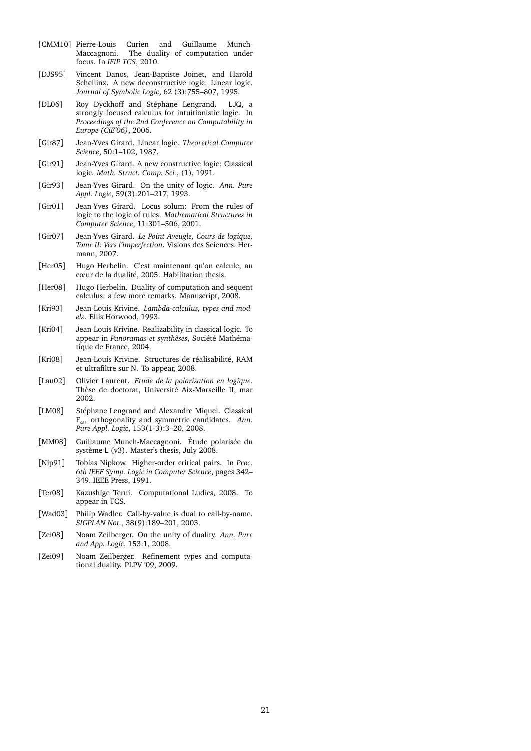[CMM10] Pierre-Louis Curien and Guillaume Munch-Maccagnoni. The duality of computation under focus. In *IFIP TCS*, 2010.

[DJS95] Vincent Danos, Jean-Baptiste Joinet, and Harold Schellinx. A new deconstructive logic: Linear logic. *Journal of Symbolic Logic*, 62 (3):755–807, 1995.

[DL06] Roy Dyckhoff and Stéphane Lengrand. LJQ, a strongly focused calculus for intuitionistic logic. In *Proceedings of the 2nd Conference on Computability in Europe (CiE'06)*, 2006.

[Gir87] Jean-Yves Girard. Linear logic. *Theoretical Computer Science*, 50:1–102, 1987.

[Gir91] Jean-Yves Girard. A new constructive logic: Classical logic. *Math. Struct. Comp. Sci.*, (1), 1991.

[Gir93] Jean-Yves Girard. On the unity of logic. *Ann. Pure Appl. Logic*, 59(3):201–217, 1993.

[Gir01] Jean-Yves Girard. Locus solum: From the rules of logic to the logic of rules. *Mathematical Structures in Computer Science*, 11:301–506, 2001.

[Gir07] Jean-Yves Girard. *Le Point Aveugle, Cours de logique, Tome II: Vers l'imperfection*. Visions des Sciences. Hermann, 2007.

[Her05] Hugo Herbelin. C'est maintenant qu'on calcule, au cœur de la dualité, 2005. Habilitation thesis.

[Her08] Hugo Herbelin. Duality of computation and sequent calculus: a few more remarks. Manuscript, 2008.

[Kri93] Jean-Louis Krivine. *Lambda-calculus, types and models*. Ellis Horwood, 1993.

[Kri04] Jean-Louis Krivine. Realizability in classical logic. To appear in *Panoramas et synthèses*, Société Mathématique de France, 2004.

[Kri08] Jean-Louis Krivine. Structures de réalisabilité, RAM et ultrafiltre sur N. To appear, 2008.

[Lau02] Olivier Laurent. *Etude de la polarisation en logique*. Thèse de doctorat, Université Aix-Marseille II, mar 2002.

[LM08] Stéphane Lengrand and Alexandre Miquel. Classical $F_\omega$, orthogonality and symmetric candidates. *Ann. Pure Appl. Logic*, 153(1-3):3–20, 2008.

[MM08] Guillaume Munch-Maccagnoni. Étude polarisée du système L (v3). Master's thesis, July 2008.

[Nip91] Tobias Nipkow. Higher-order critical pairs. In *Proc. 6th IEEE Symp. Logic in Computer Science*, pages 342–349. IEEE Press, 1991.

[Ter08] Kazushige Terui. Computational Ludics, 2008. To appear in TCS.

[Wad03] Philip Wadler. Call-by-value is dual to call-by-name. *SIGPLAN Not.*, 38(9):189–201, 2003.

[Zei08] Noam Zeilberger. On the unity of duality. *Ann. Pure and App. Logic*, 153:1, 2008.

[Zei09] Noam Zeilberger. Refinement types and computational duality. PLPV '09, 2009.